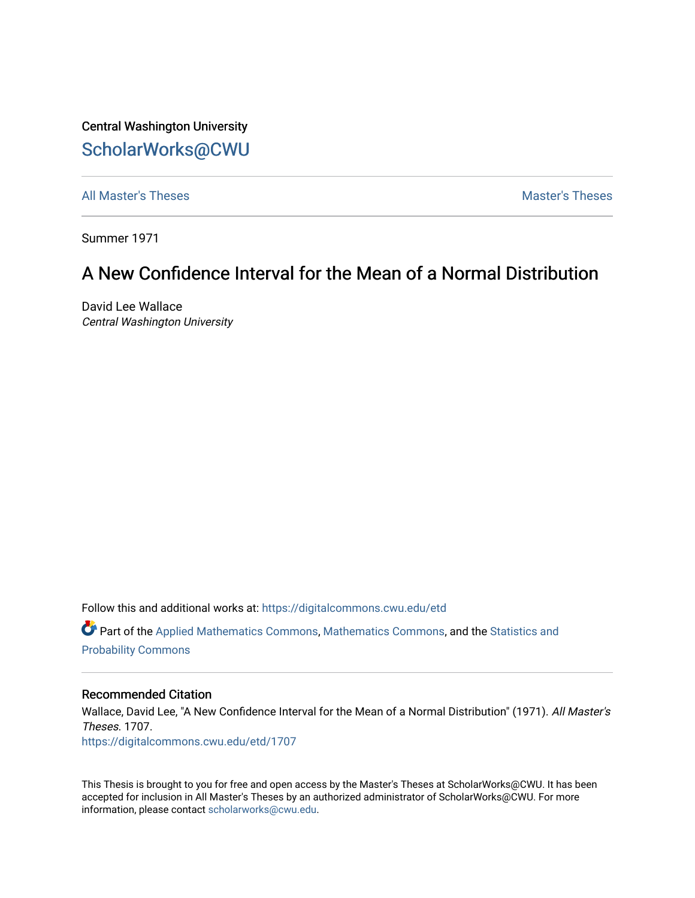Central Washington University

# ScholarWorks@CWU

All Master's Theses | Master's Theses

Summer 1971

## A New Confidence Interval for the Mean of a Normal Distribution

David Lee Wallace
*Central Washington University*

Follow this and additional works at: https://digitalcommons.cwu.edu/etd

Part of the Applied Mathematics Commons, Mathematics Commons, and the Statistics and Probability Commons

### Recommended Citation

Wallace, David Lee, "A New Confidence Interval for the Mean of a Normal Distribution" (1971). *All Master's Theses*. 1707.
https://digitalcommons.cwu.edu/etd/1707

This Thesis is brought to you for free and open access by the Master's Theses at ScholarWorks@CWU. It has been accepted for inclusion in All Master's Theses by an authorized administrator of ScholarWorks@CWU. For more information, please contact scholarworks@cwu.edu.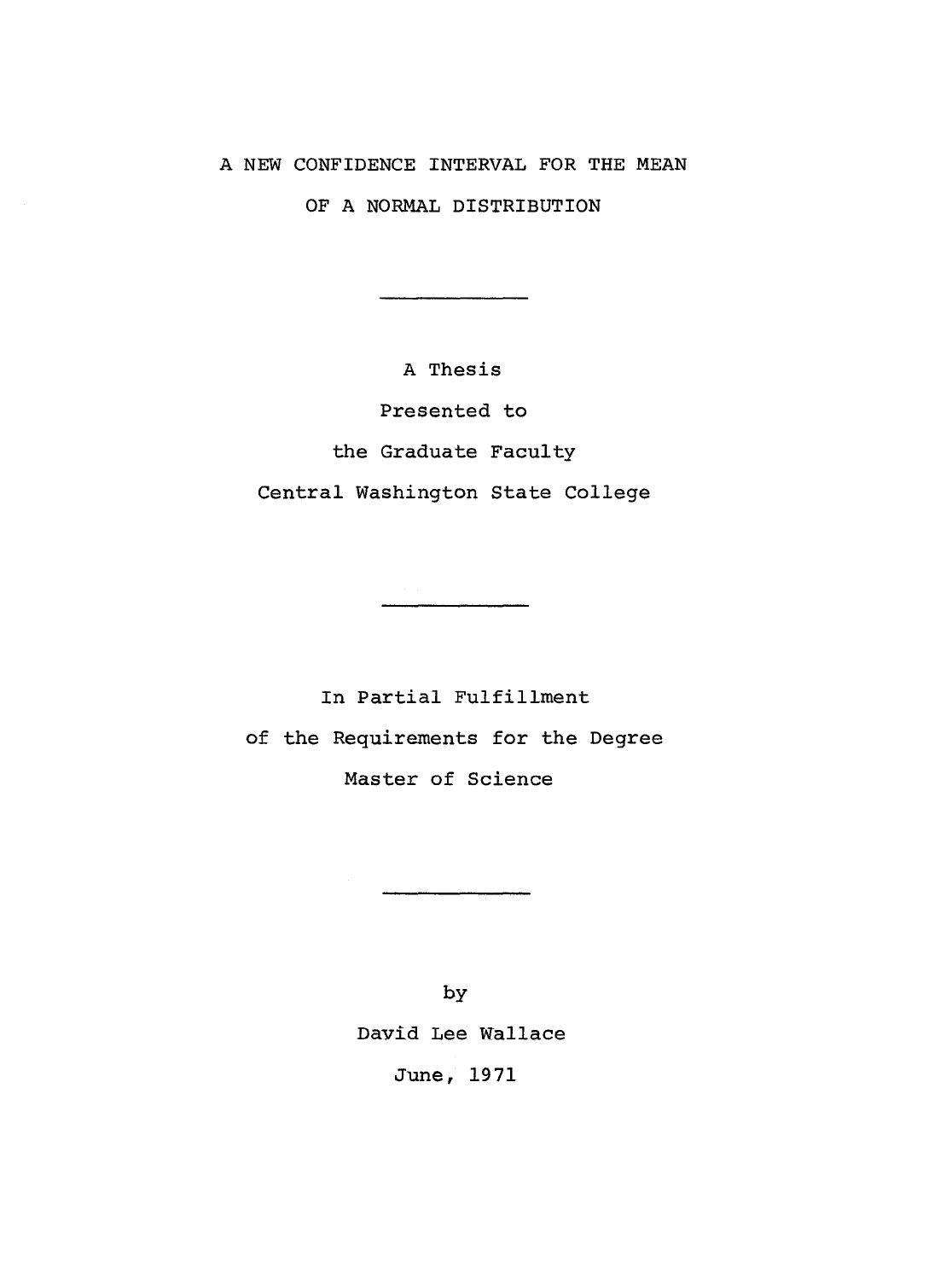# A NEW CONFIDENCE INTERVAL FOR THE MEAN OF A NORMAL DISTRIBUTION

---

A Thesis

Presented to

the Graduate Faculty

Central Washington State College

---

In Partial Fulfillment

of the Requirements for the Degree

Master of Science

---

by

David Lee Wallace

June, 1971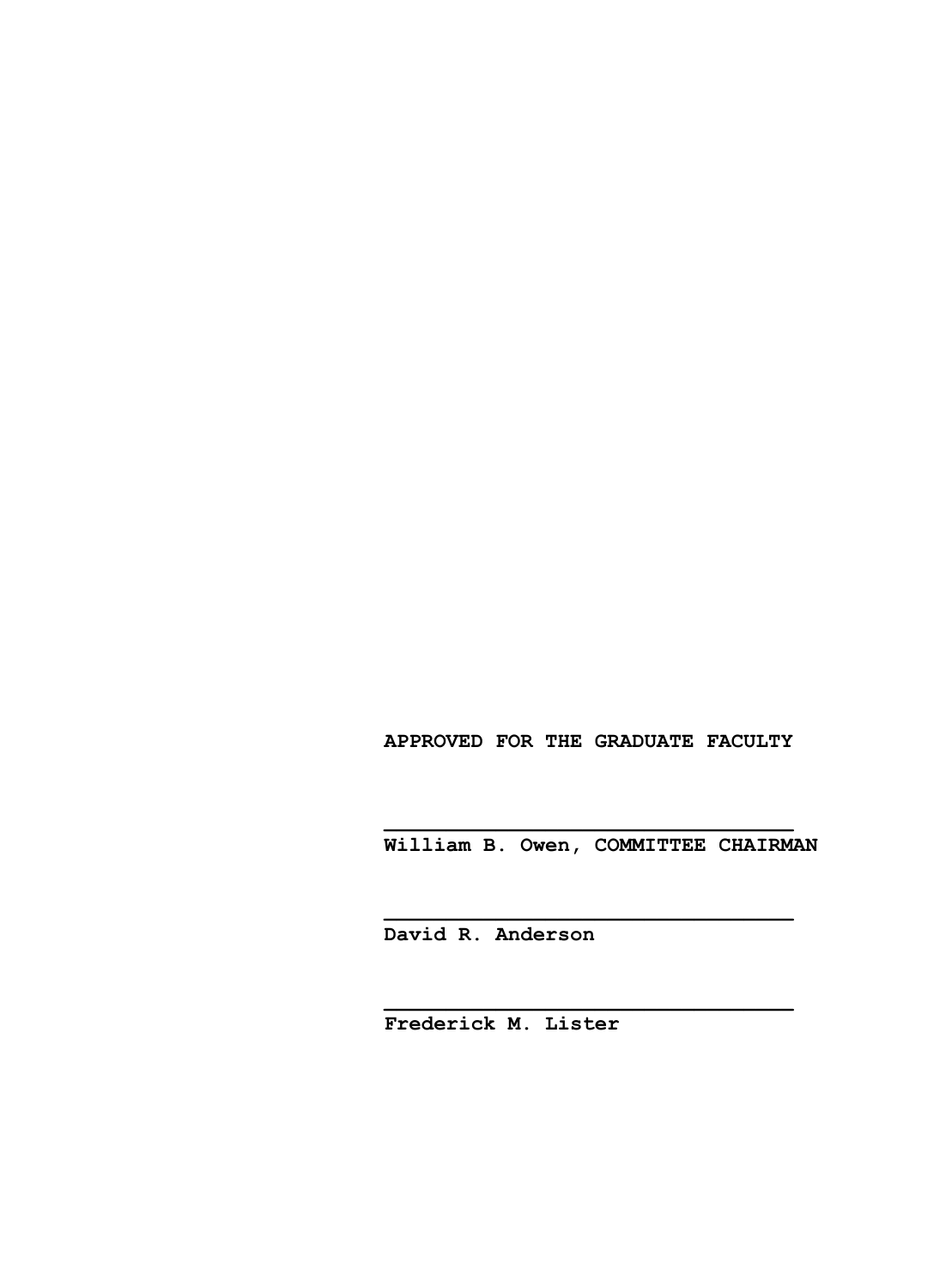**APPROVED FOR THE GRADUATE FACULTY**

______________________________
**William B. Owen, COMMITTEE CHAIRMAN**

______________________________
**David R. Anderson**

______________________________
**Frederick M. Lister**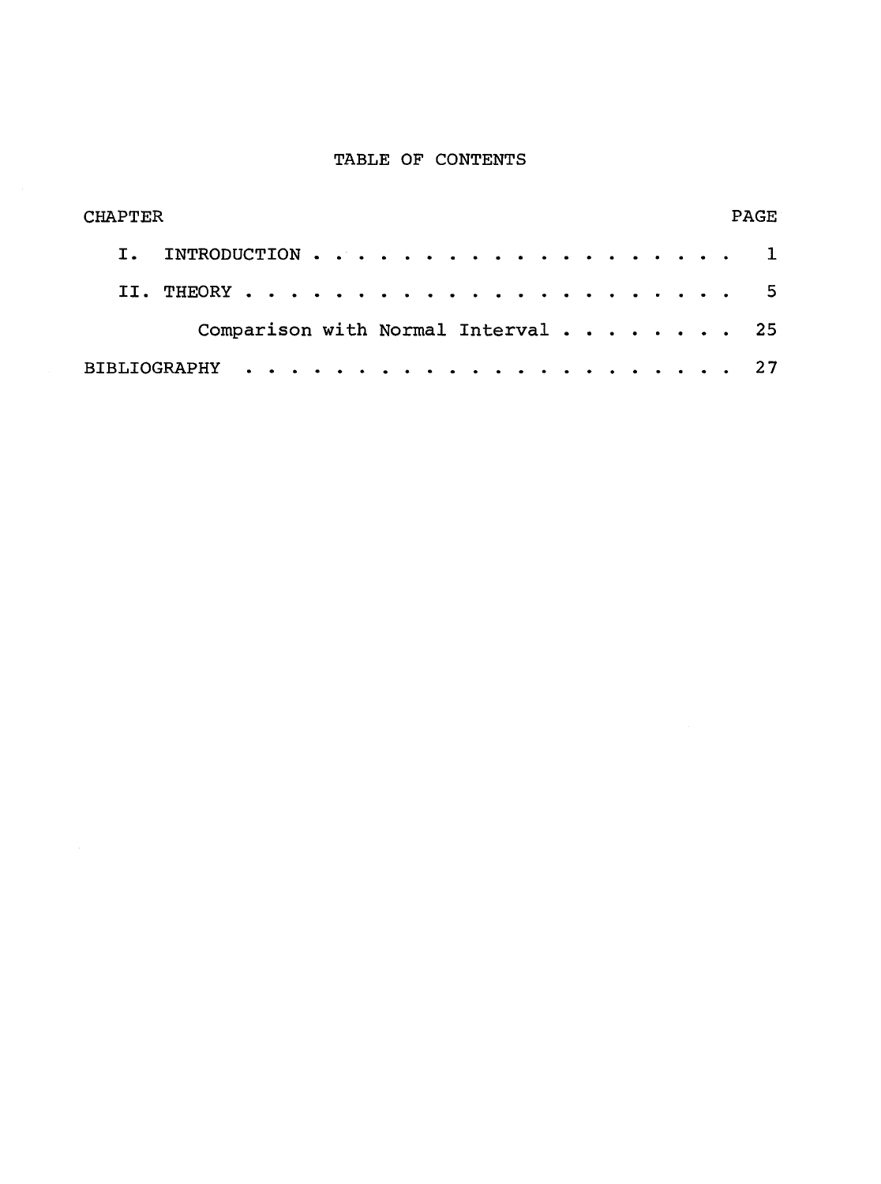# TABLE OF CONTENTS

| CHAPTER | PAGE |
|---|---|
| I. INTRODUCTION | 1 |
| II. THEORY | 5 |
| Comparison with Normal Interval | 25 |
| BIBLIOGRAPHY | 27 |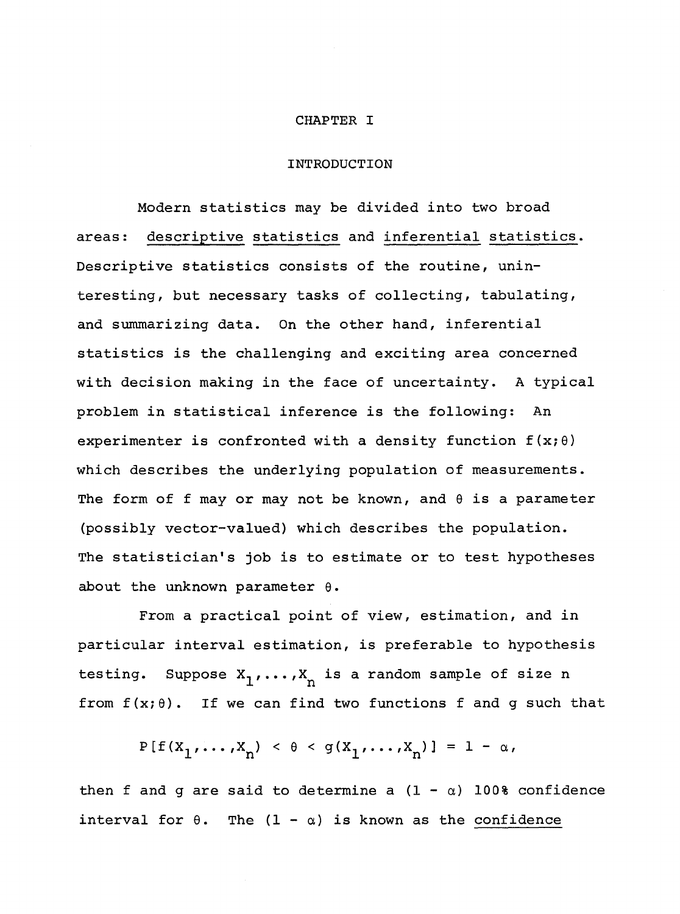# CHAPTER I

## INTRODUCTION

Modern statistics may be divided into two broad areas: descriptive statistics and inferential statistics. Descriptive statistics consists of the routine, uninteresting, but necessary tasks of collecting, tabulating, and summarizing data. On the other hand, inferential statistics is the challenging and exciting area concerned with decision making in the face of uncertainty. A typical problem in statistical inference is the following: An experimenter is confronted with a density function $f(x;\theta)$ which describes the underlying population of measurements. The form of f may or may not be known, and $\theta$ is a parameter (possibly vector-valued) which describes the population. The statistician's job is to estimate or to test hypotheses about the unknown parameter $\theta$.

From a practical point of view, estimation, and in particular interval estimation, is preferable to hypothesis testing. Suppose $X_1,\ldots,X_n$ is a random sample of size n from $f(x;\theta)$. If we can find two functions f and g such that

$$P[f(X_1,\ldots,X_n) < \theta < g(X_1,\ldots,X_n)] = 1 - \alpha,$$

then f and g are said to determine a $(1 - \alpha)$ 100% confidence interval for $\theta$. The $(1 - \alpha)$ is known as the confidence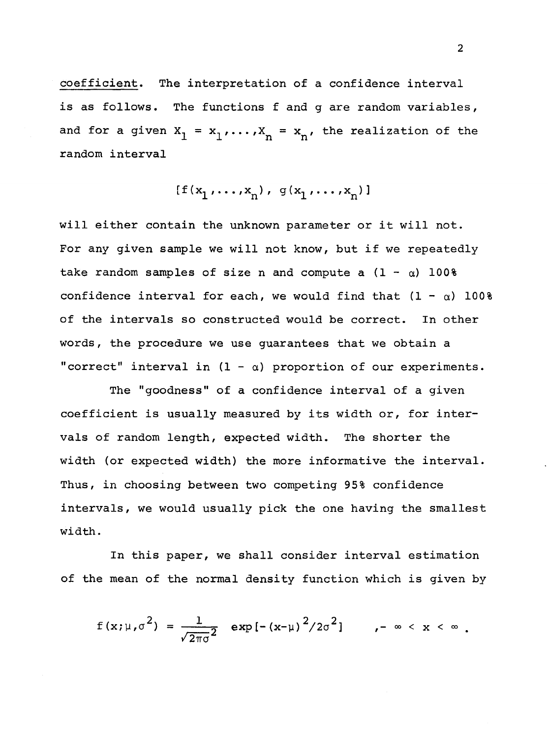<u>coefficient</u>. The interpretation of a confidence interval is as follows. The functions f and g are random variables, and for a given $X_1 = x_1, \ldots, X_n = x_n$, the realization of the random interval

$$[f(x_1, \ldots, x_n), \; g(x_1, \ldots, x_n)]$$

will either contain the unknown parameter or it will not. For any given sample we will not know, but if we repeatedly take random samples of size n and compute a $(1 - \alpha)$ 100% confidence interval for each, we would find that $(1 - \alpha)$ 100% of the intervals so constructed would be correct. In other words, the procedure we use guarantees that we obtain a "correct" interval in $(1 - \alpha)$ proportion of our experiments.

The "goodness" of a confidence interval of a given coefficient is usually measured by its width or, for intervals of random length, expected width. The shorter the width (or expected width) the more informative the interval. Thus, in choosing between two competing 95% confidence intervals, we would usually pick the one having the smallest width.

In this paper, we shall consider interval estimation of the mean of the normal density function which is given by

$$f(x;\mu,\sigma^2) = \frac{1}{\sqrt{2\pi\sigma^2}} \exp[-(x-\mu)^2/2\sigma^2] \qquad , -\infty < x < \infty .$$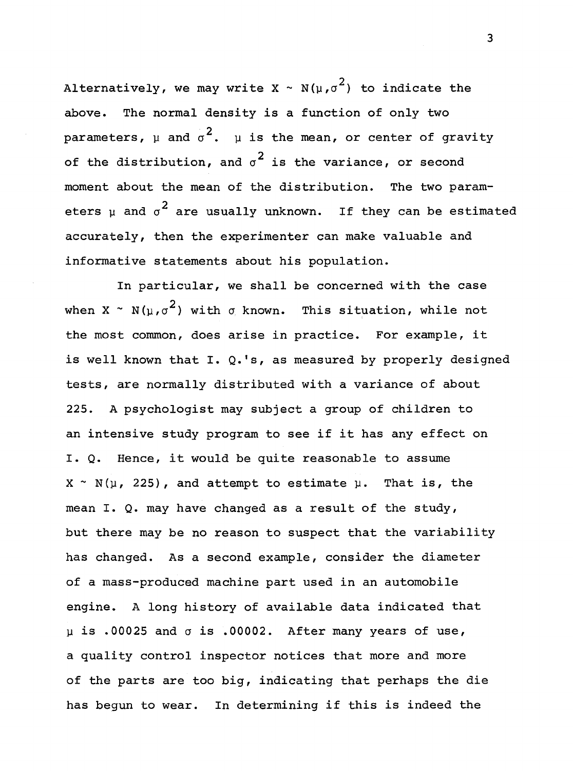Alternatively, we may write $X \sim N(\mu,\sigma^2)$ to indicate the above. The normal density is a function of only two parameters, $\mu$ and $\sigma^2$. $\mu$ is the mean, or center of gravity of the distribution, and $\sigma^2$ is the variance, or second moment about the mean of the distribution. The two parameters $\mu$ and $\sigma^2$ are usually unknown. If they can be estimated accurately, then the experimenter can make valuable and informative statements about his population.

In particular, we shall be concerned with the case when $X \sim N(\mu,\sigma^2)$ with $\sigma$ known. This situation, while not the most common, does arise in practice. For example, it is well known that I. Q.'s, as measured by properly designed tests, are normally distributed with a variance of about 225. A psychologist may subject a group of children to an intensive study program to see if it has any effect on I. Q. Hence, it would be quite reasonable to assume $X \sim N(\mu, 225)$, and attempt to estimate $\mu$. That is, the mean I. Q. may have changed as a result of the study, but there may be no reason to suspect that the variability has changed. As a second example, consider the diameter of a mass-produced machine part used in an automobile engine. A long history of available data indicated that $\mu$ is .00025 and $\sigma$ is .00002. After many years of use, a quality control inspector notices that more and more of the parts are too big, indicating that perhaps the die has begun to wear. In determining if this is indeed the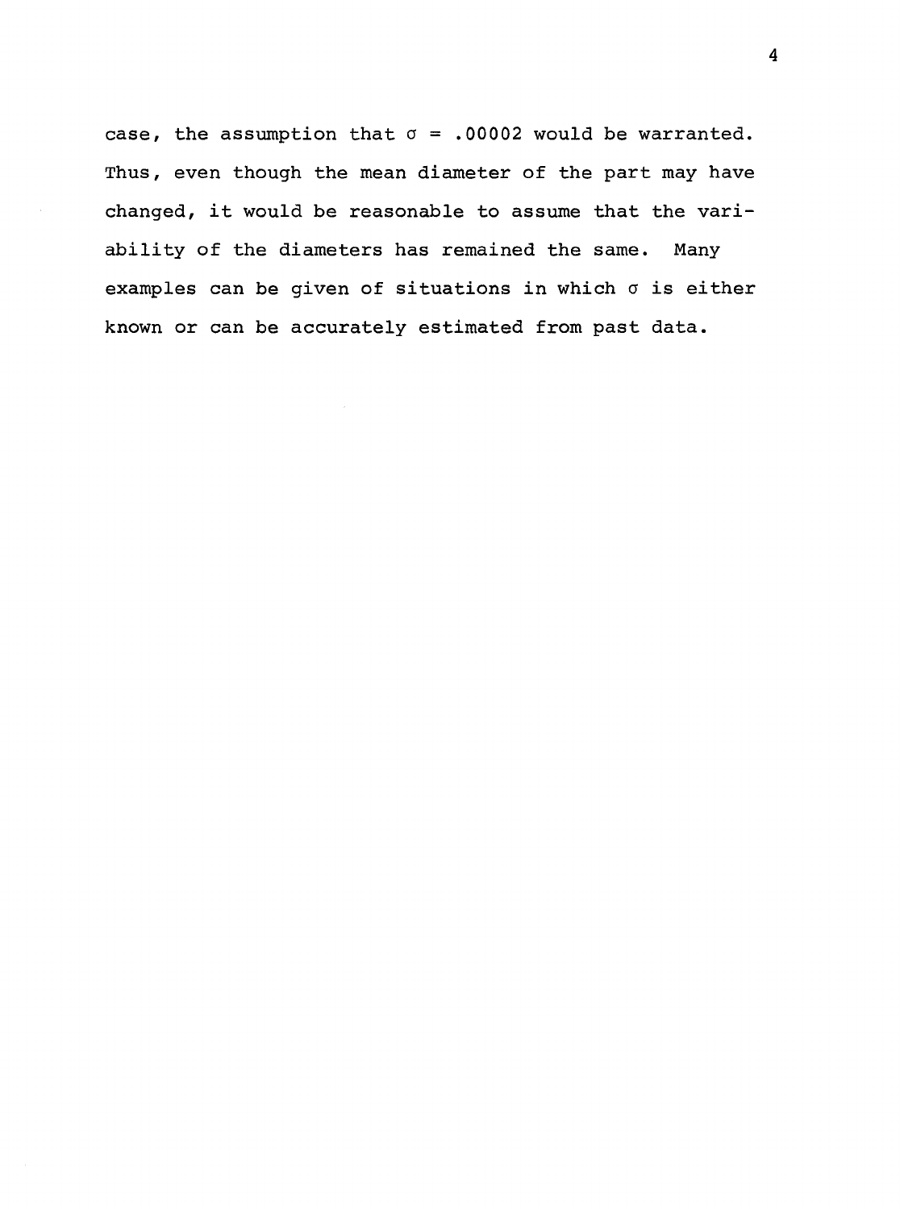case, the assumption that $\sigma = .00002$ would be warranted. Thus, even though the mean diameter of the part may have changed, it would be reasonable to assume that the variability of the diameters has remained the same. Many examples can be given of situations in which $\sigma$ is either known or can be accurately estimated from past data.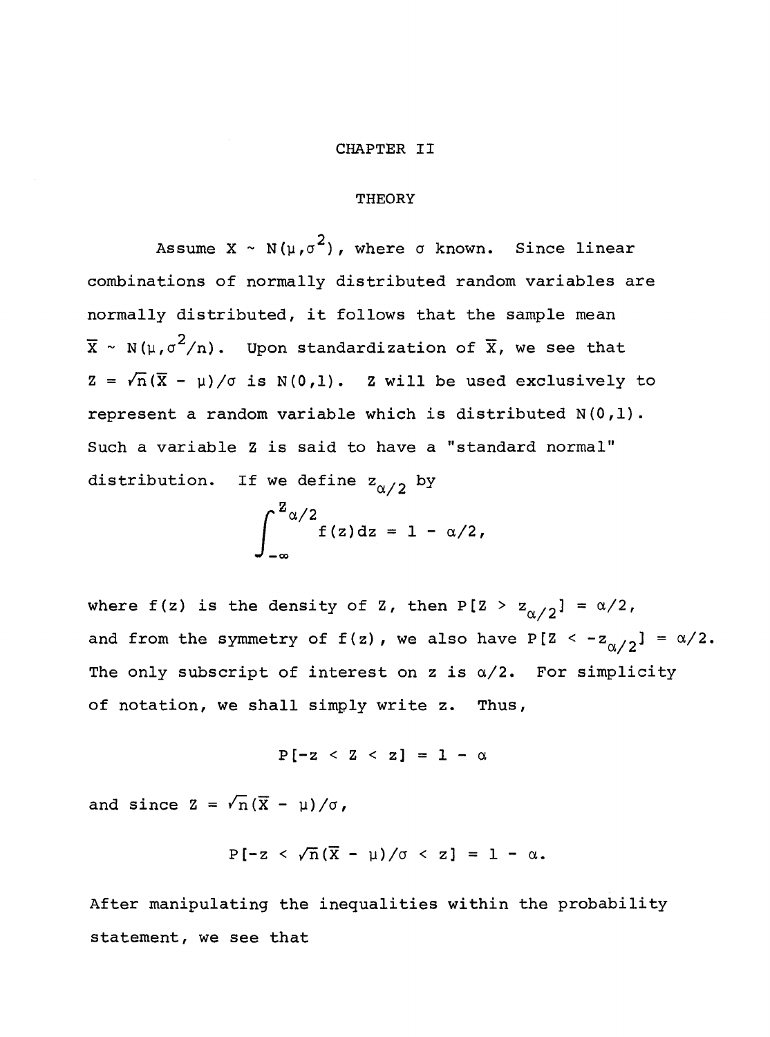# CHAPTER II

## THEORY

Assume $X \sim N(\mu,\sigma^2)$, where $\sigma$ known. Since linear combinations of normally distributed random variables are normally distributed, it follows that the sample mean $\overline{X} \sim N(\mu,\sigma^2/n)$. Upon standardization of $\overline{X}$, we see that $Z = \sqrt{n}(\overline{X} - \mu)/\sigma$ is $N(0,1)$. Z will be used exclusively to represent a random variable which is distributed $N(0,1)$. Such a variable Z is said to have a "standard normal" distribution. If we define $z_{\alpha/2}$ by

$$\int_{-\infty}^{z_{\alpha/2}} f(z)dz = 1 - \alpha/2,$$

where $f(z)$ is the density of Z, then $P[Z > z_{\alpha/2}] = \alpha/2$, and from the symmetry of $f(z)$, we also have $P[Z < -z_{\alpha/2}] = \alpha/2$. The only subscript of interest on z is $\alpha/2$. For simplicity of notation, we shall simply write z. Thus,

$$P[-z < Z < z] = 1 - \alpha$$

and since $Z = \sqrt{n}(\overline{X} - \mu)/\sigma$,

$$P[-z < \sqrt{n}(\overline{X} - \mu)/\sigma < z] = 1 - \alpha.$$

After manipulating the inequalities within the probability statement, we see that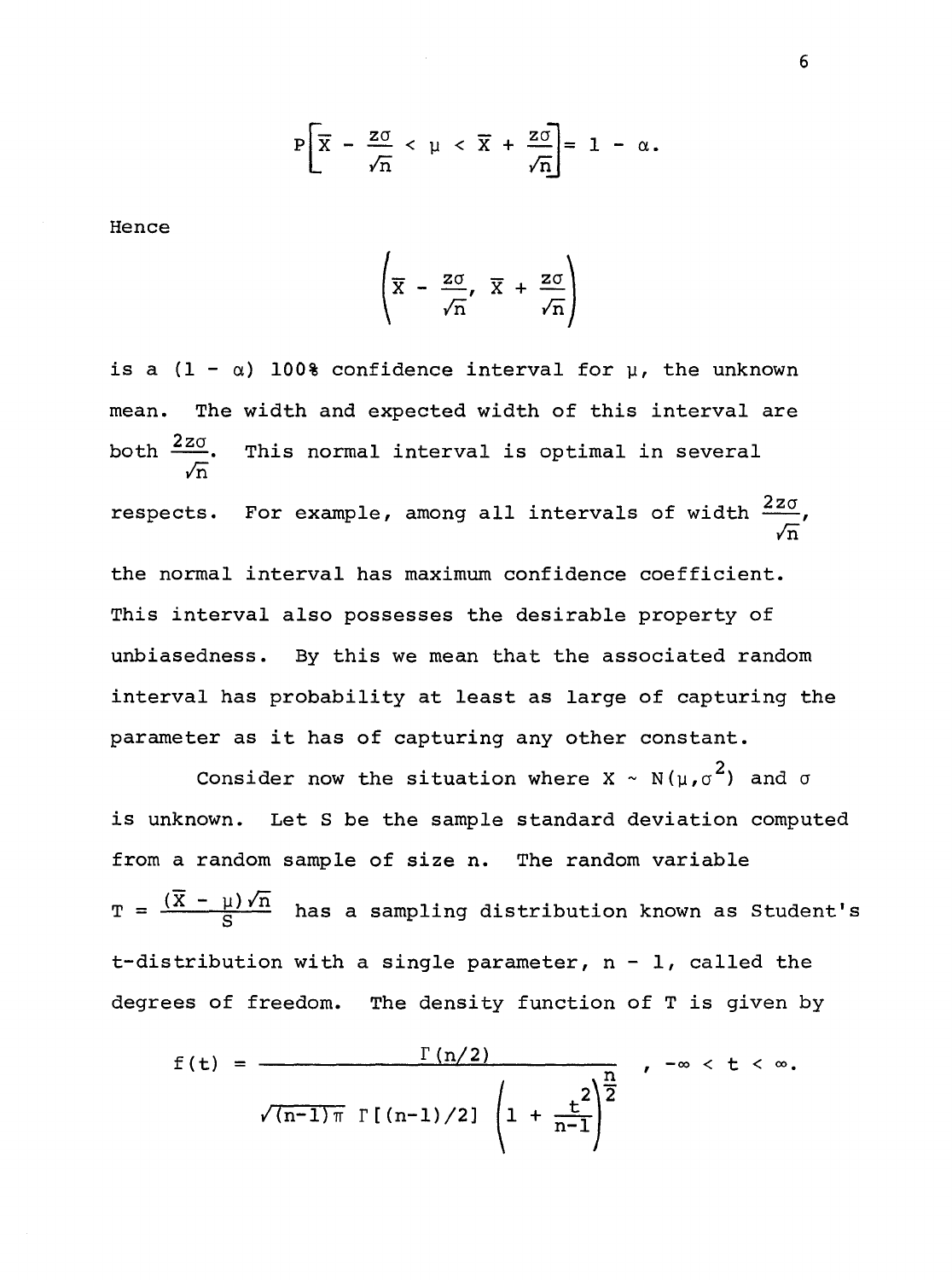$$P\left[\overline{X} - \frac{z\sigma}{\sqrt{n}} < \mu < \overline{X} + \frac{z\sigma}{\sqrt{n}}\right] = 1 - \alpha.$$

Hence

$$\left(\overline{X} - \frac{z\sigma}{\sqrt{n}},\ \overline{X} + \frac{z\sigma}{\sqrt{n}}\right)$$

is a $(1 - \alpha)$ 100% confidence interval for $\mu$, the unknown mean. The width and expected width of this interval are both $\frac{2z\sigma}{\sqrt{n}}$. This normal interval is optimal in several respects. For example, among all intervals of width $\frac{2z\sigma}{\sqrt{n}}$, the normal interval has maximum confidence coefficient. This interval also possesses the desirable property of unbiasedness. By this we mean that the associated random interval has probability at least as large of capturing the parameter as it has of capturing any other constant.

Consider now the situation where $X \sim N(\mu,\sigma^2)$ and $\sigma$ is unknown. Let S be the sample standard deviation computed from a random sample of size n. The random variable $T = \frac{(\overline{X} - \mu)\sqrt{n}}{S}$ has a sampling distribution known as Student's t-distribution with a single parameter, $n - 1$, called the degrees of freedom. The density function of T is given by

$$f(t) = \frac{\Gamma(n/2)}{\sqrt{(n-1)\pi}\ \Gamma[(n-1)/2]\left(1 + \frac{t^2}{n-1}\right)^{\frac{n}{2}}}\ ,\ -\infty < t < \infty.$$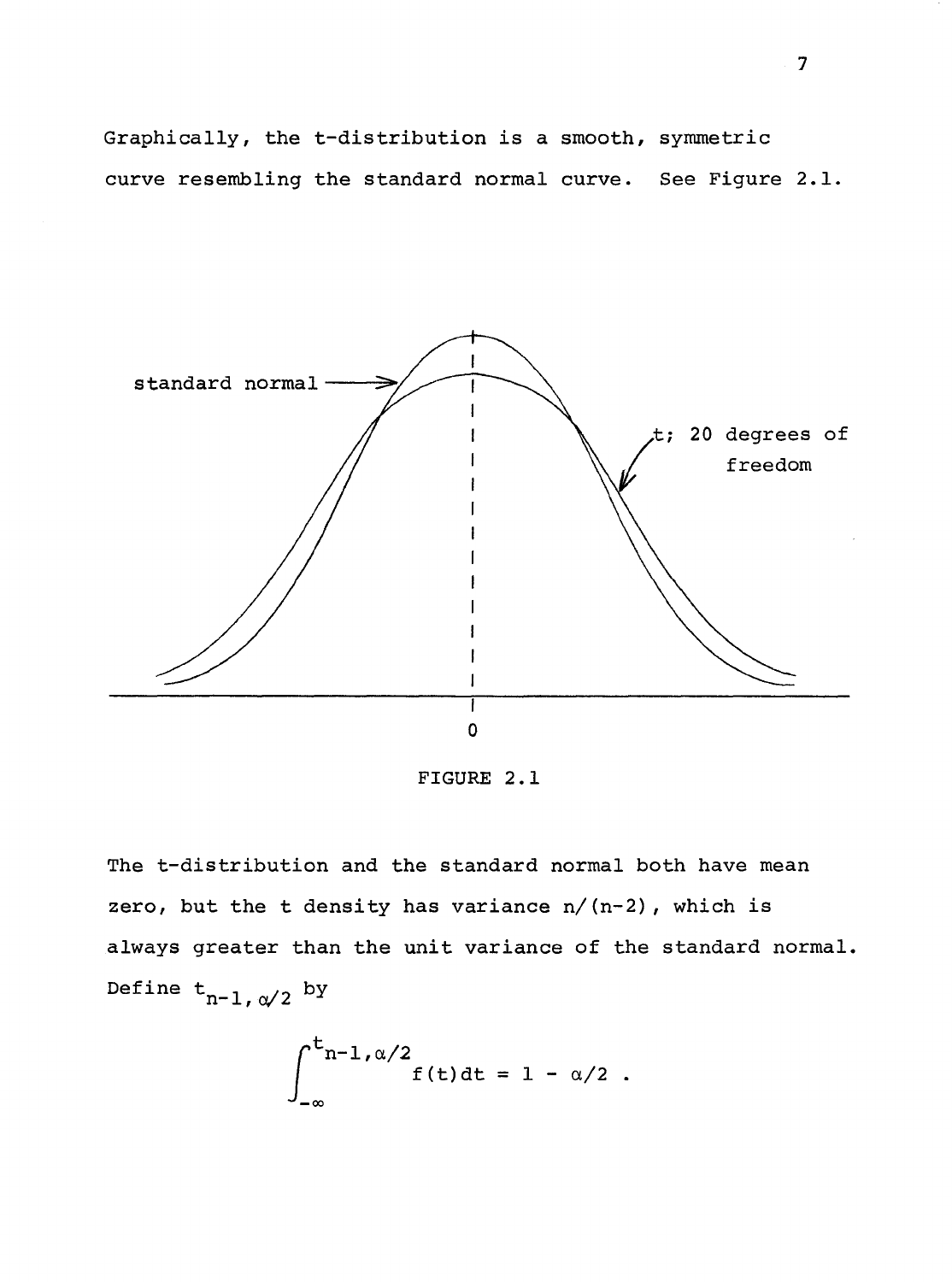Graphically, the t-distribution is a smooth, symmetric curve resembling the standard normal curve. See Figure 2.1.

FIGURE 2.1

The t-distribution and the standard normal both have mean zero, but the t density has variance $n/(n-2)$, which is always greater than the unit variance of the standard normal. Define $t_{n-1,\alpha/2}$ by

$$\int_{-\infty}^{t_{n-1,\alpha/2}} f(t)\,dt = 1 - \alpha/2 \; .$$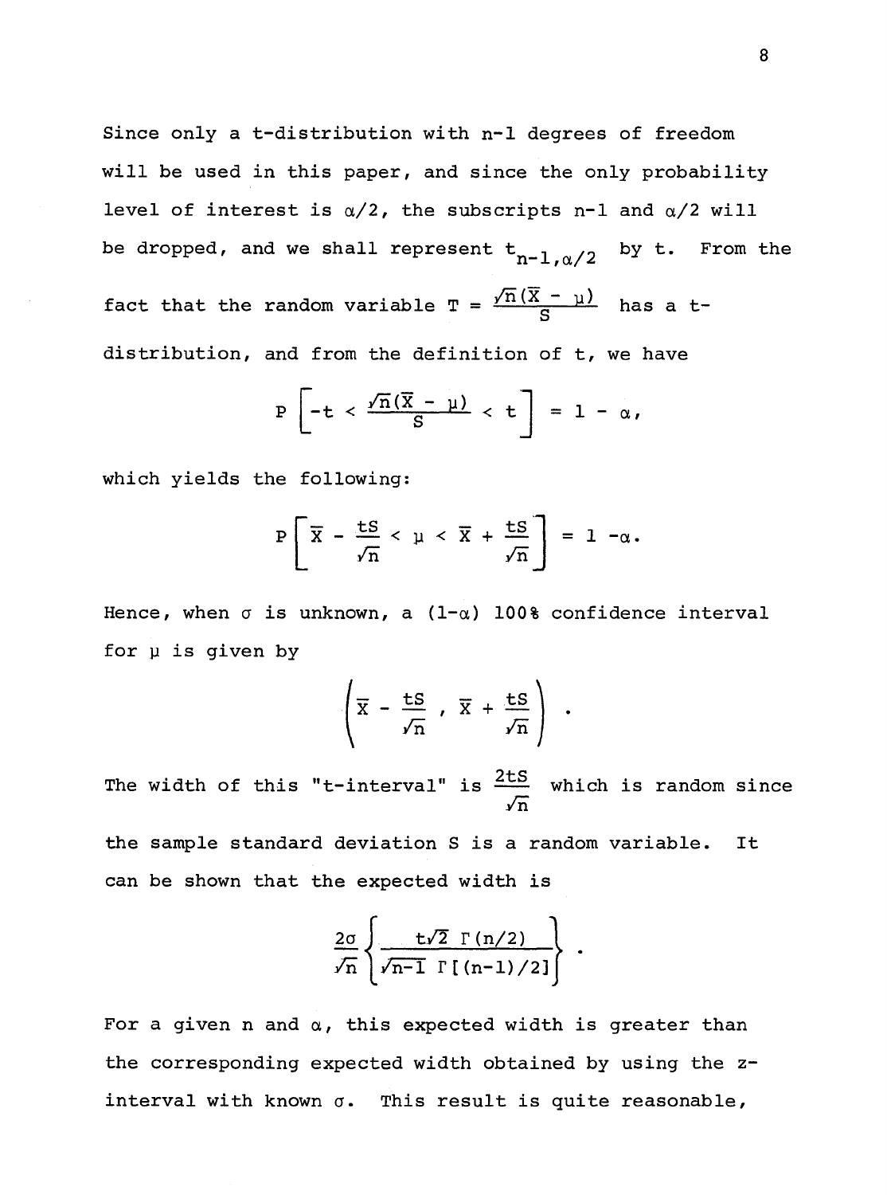Since only a t-distribution with n-1 degrees of freedom will be used in this paper, and since the only probability level of interest is $\alpha/2$, the subscripts n-1 and $\alpha/2$ will be dropped, and we shall represent $t_{n-1,\alpha/2}$ by t. From the fact that the random variable $T = \frac{\sqrt{n}(\bar{X} - \mu)}{S}$ has a t-distribution, and from the definition of t, we have

$$P\left[-t < \frac{\sqrt{n}(\bar{X} - \mu)}{S} < t\right] = 1 - \alpha,$$

which yields the following:

$$P\left[\bar{X} - \frac{tS}{\sqrt{n}} < \mu < \bar{X} + \frac{tS}{\sqrt{n}}\right] = 1 - \alpha.$$

Hence, when $\sigma$ is unknown, a $(1-\alpha)$ 100% confidence interval for $\mu$ is given by

$$\left(\bar{X} - \frac{tS}{\sqrt{n}}\ ,\ \bar{X} + \frac{tS}{\sqrt{n}}\right) .$$

The width of this "t-interval" is $\frac{2tS}{\sqrt{n}}$ which is random since the sample standard deviation S is a random variable. It can be shown that the expected width is

$$\frac{2\sigma}{\sqrt{n}}\left\{\frac{t\sqrt{2}\ \Gamma(n/2)}{\sqrt{n-1}\ \Gamma[(n-1)/2]}\right\} .$$

For a given n and $\alpha$, this expected width is greater than the corresponding expected width obtained by using the z-interval with known $\sigma$. This result is quite reasonable,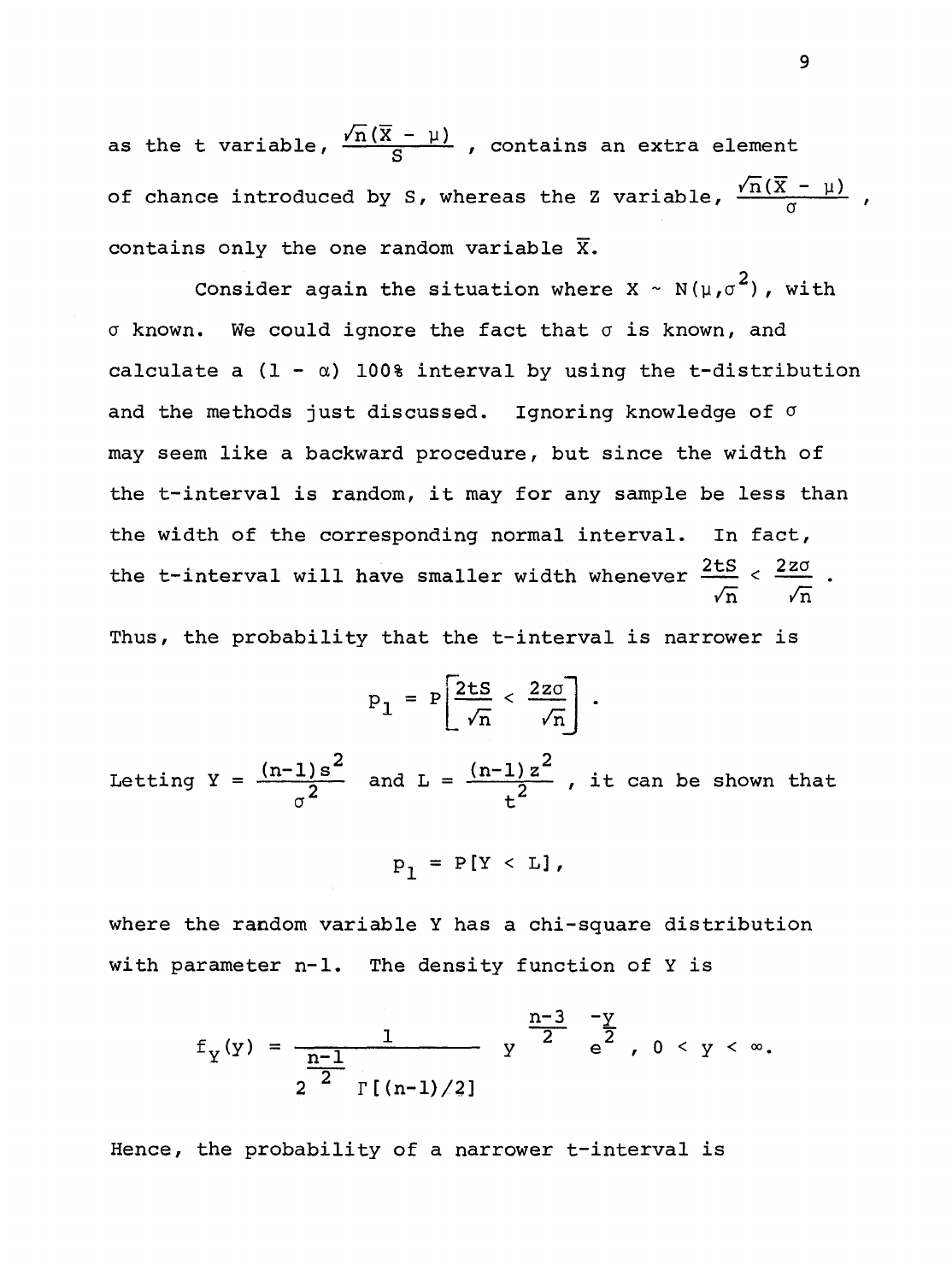as the t variable, $\frac{\sqrt{n}(\overline{X} - \mu)}{S}$, contains an extra element of chance introduced by S, whereas the Z variable, $\frac{\sqrt{n}(\overline{X} - \mu)}{\sigma}$, contains only the one random variable $\overline{X}$.

Consider again the situation where $X \sim N(\mu, \sigma^2)$, with $\sigma$ known. We could ignore the fact that $\sigma$ is known, and calculate a $(1 - \alpha)$ 100% interval by using the t-distribution and the methods just discussed. Ignoring knowledge of $\sigma$ may seem like a backward procedure, but since the width of the t-interval is random, it may for any sample be less than the width of the corresponding normal interval. In fact, the t-interval will have smaller width whenever $\frac{2tS}{\sqrt{n}} < \frac{2z\sigma}{\sqrt{n}}$.

Thus, the probability that the t-interval is narrower is

$$p_1 = P\left[\frac{2tS}{\sqrt{n}} < \frac{2z\sigma}{\sqrt{n}}\right].$$

Letting $Y = \frac{(n-1)s^2}{\sigma^2}$ and $L = \frac{(n-1)z^2}{t^2}$, it can be shown that

$$p_1 = P[Y < L],$$

where the random variable Y has a chi-square distribution with parameter n-1. The density function of Y is

$$f_Y(y) = \frac{1}{2^{\frac{n-1}{2}}\,\Gamma[(n-1)/2]}\; y^{\frac{n-3}{2}} e^{\frac{-y}{2}}, \quad 0 < y < \infty.$$

Hence, the probability of a narrower t-interval is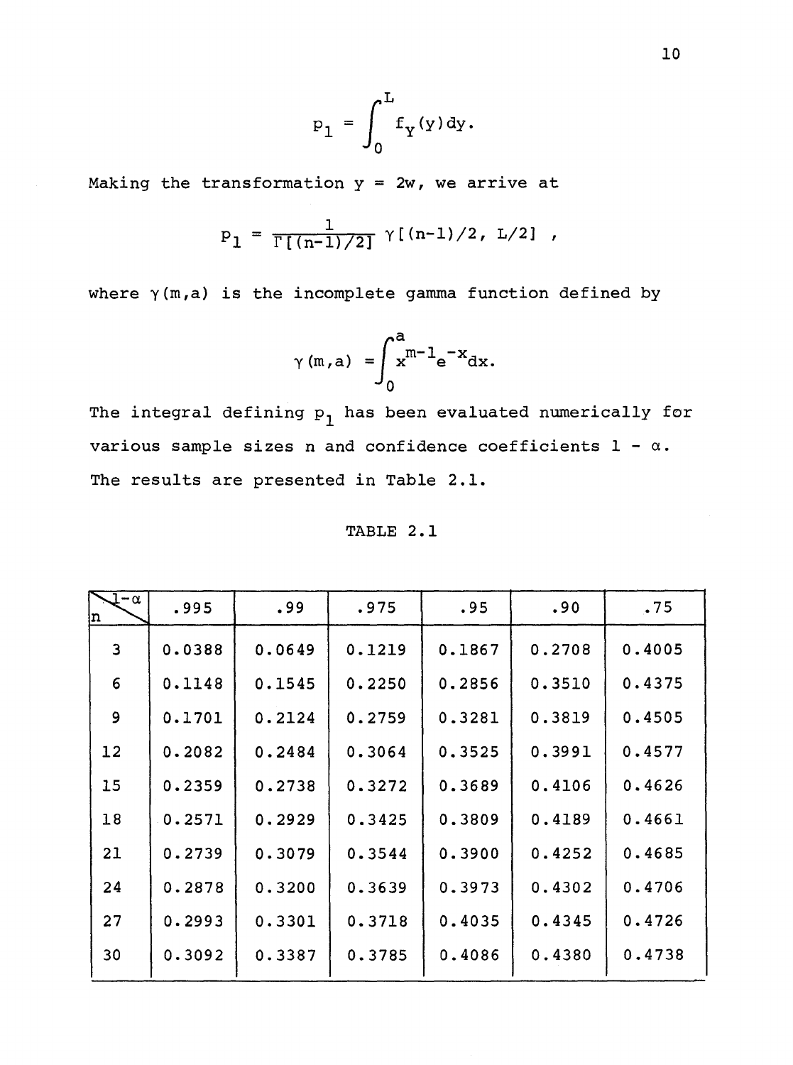$$p_1 = \int_0^L f_Y(y)dy.$$

Making the transformation $y = 2w$, we arrive at

$$p_1 = \frac{1}{\Gamma[(n-1)/2]} \gamma[(n-1)/2, L/2] ,$$

where $\gamma(m,a)$ is the incomplete gamma function defined by

$$\gamma(m,a) = \int_0^a x^{m-1}e^{-x}dx.$$

The integral defining $p_1$ has been evaluated numerically for various sample sizes n and confidence coefficients $1 - \alpha$. The results are presented in Table 2.1.

TABLE 2.1

| n \ $1-\alpha$ | .995 | .99 | .975 | .95 | .90 | .75 |
|---|---|---|---|---|---|---|
| 3 | 0.0388 | 0.0649 | 0.1219 | 0.1867 | 0.2708 | 0.4005 |
| 6 | 0.1148 | 0.1545 | 0.2250 | 0.2856 | 0.3510 | 0.4375 |
| 9 | 0.1701 | 0.2124 | 0.2759 | 0.3281 | 0.3819 | 0.4505 |
| 12 | 0.2082 | 0.2484 | 0.3064 | 0.3525 | 0.3991 | 0.4577 |
| 15 | 0.2359 | 0.2738 | 0.3272 | 0.3689 | 0.4106 | 0.4626 |
| 18 | 0.2571 | 0.2929 | 0.3425 | 0.3809 | 0.4189 | 0.4661 |
| 21 | 0.2739 | 0.3079 | 0.3544 | 0.3900 | 0.4252 | 0.4685 |
| 24 | 0.2878 | 0.3200 | 0.3639 | 0.3973 | 0.4302 | 0.4706 |
| 27 | 0.2993 | 0.3301 | 0.3718 | 0.4035 | 0.4345 | 0.4726 |
| 30 | 0.3092 | 0.3387 | 0.3785 | 0.4086 | 0.4380 | 0.4738 |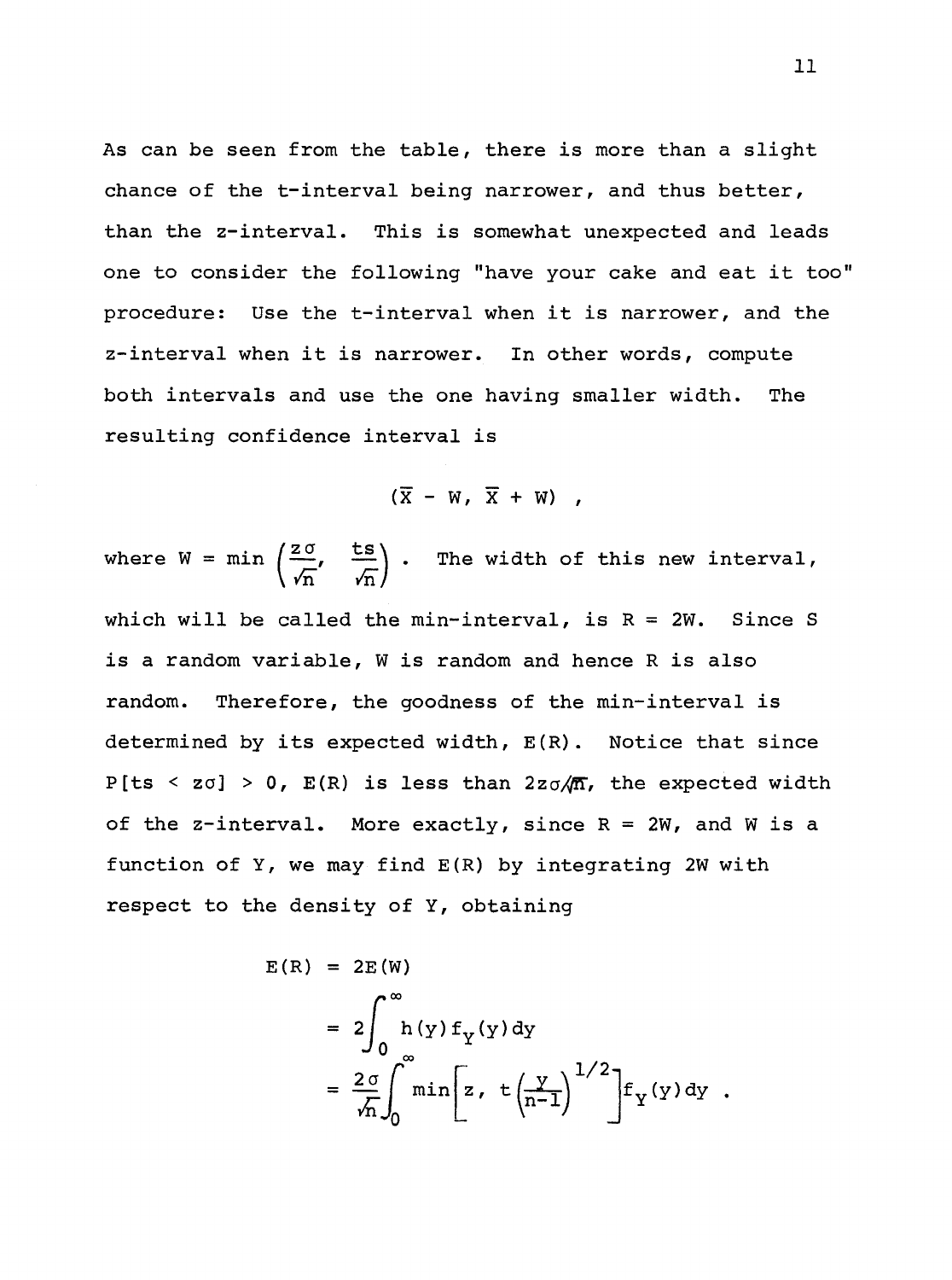As can be seen from the table, there is more than a slight chance of the t-interval being narrower, and thus better, than the z-interval. This is somewhat unexpected and leads one to consider the following "have your cake and eat it too" procedure: Use the t-interval when it is narrower, and the z-interval when it is narrower. In other words, compute both intervals and use the one having smaller width. The resulting confidence interval is

$$(\overline{X} - W, \overline{X} + W) \ ,$$

where $W = \min\left(\frac{z\sigma}{\sqrt{n}}, \frac{ts}{\sqrt{n}}\right)$. The width of this new interval, which will be called the min-interval, is $R = 2W$. Since S is a random variable, W is random and hence R is also random. Therefore, the goodness of the min-interval is determined by its expected width, $E(R)$. Notice that since $P[ts < z\sigma] > 0$, $E(R)$ is less than $2z\sigma/\sqrt{n}$, the expected width of the z-interval. More exactly, since $R = 2W$, and W is a function of Y, we may find $E(R)$ by integrating 2W with respect to the density of Y, obtaining

$$\begin{aligned}
E(R) &= 2E(W) \\
&= 2\int_0^\infty h(y) f_Y(y)\,dy \\
&= \frac{2\sigma}{\sqrt{n}} \int_0^\infty \min\left[z,\ t\left(\frac{y}{n-1}\right)^{1/2}\right] f_Y(y)\,dy \ .
\end{aligned}$$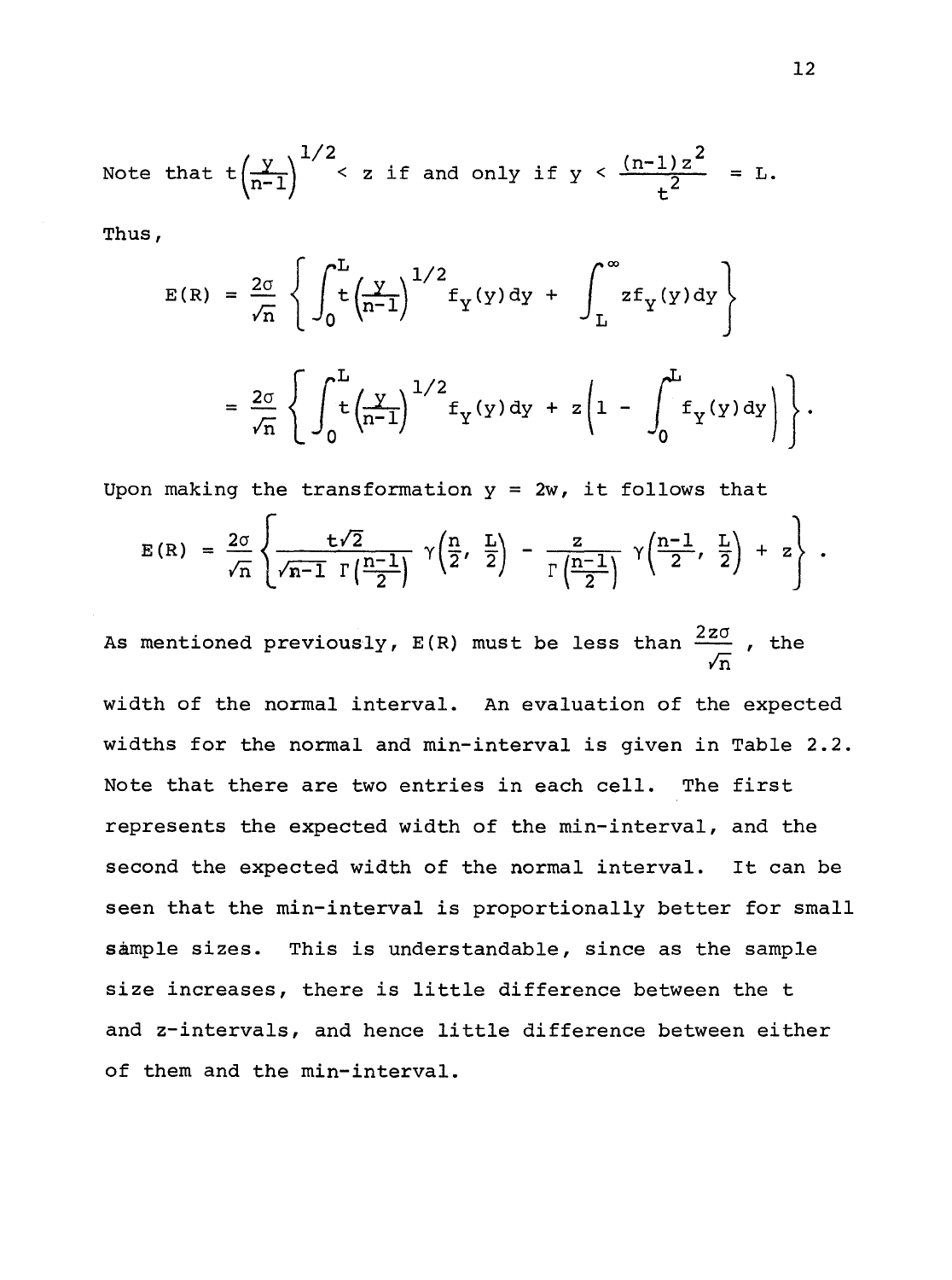Note that $t\left(\frac{y}{n-1}\right)^{1/2} < z$ if and only if $y < \frac{(n-1)z^2}{t^2} = L$.

Thus,

$$E(R) = \frac{2\sigma}{\sqrt{n}} \left\{ \int_0^L t\left(\frac{y}{n-1}\right)^{1/2} f_Y(y)\,dy + \int_L^\infty z f_Y(y)\,dy \right\}$$

$$= \frac{2\sigma}{\sqrt{n}} \left\{ \int_0^L t\left(\frac{y}{n-1}\right)^{1/2} f_Y(y)\,dy + z\left(1 - \int_0^L f_Y(y)\,dy\right) \right\}.$$

Upon making the transformation $y = 2w$, it follows that

$$E(R) = \frac{2\sigma}{\sqrt{n}} \left\{ \frac{t\sqrt{2}}{\sqrt{n-1}\,\Gamma\left(\frac{n-1}{2}\right)} \gamma\left(\frac{n}{2}, \frac{L}{2}\right) - \frac{z}{\Gamma\left(\frac{n-1}{2}\right)} \gamma\left(\frac{n-1}{2}, \frac{L}{2}\right) + z \right\}.$$

As mentioned previously, $E(R)$ must be less than $\frac{2z\sigma}{\sqrt{n}}$, the width of the normal interval. An evaluation of the expected widths for the normal and min-interval is given in Table 2.2. Note that there are two entries in each cell. The first represents the expected width of the min-interval, and the second the expected width of the normal interval. It can be seen that the min-interval is proportionally better for small sample sizes. This is understandable, since as the sample size increases, there is little difference between the t and z-intervals, and hence little difference between either of them and the min-interval.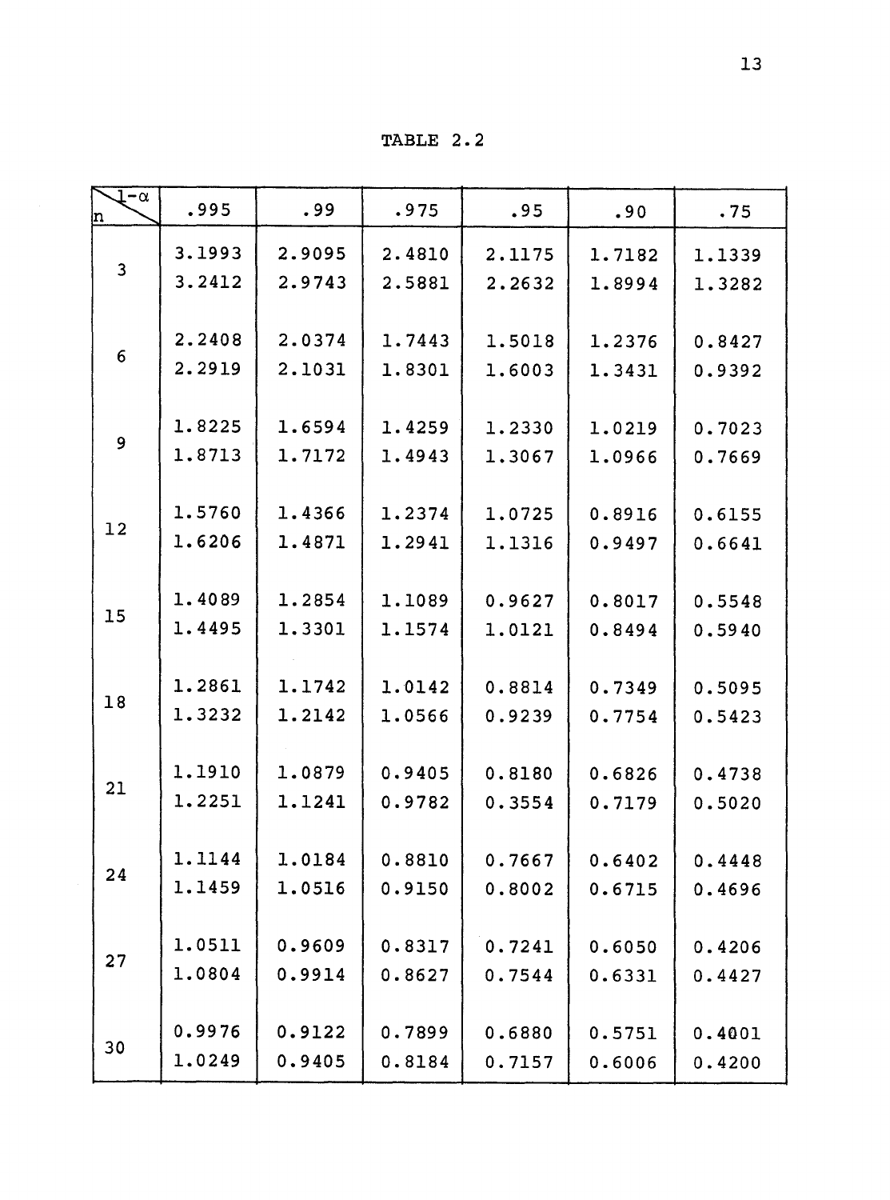TABLE 2.2

| n \ $1-\alpha$ | .995 | .99 | .975 | .95 | .90 | .75 |
|---|---|---|---|---|---|---|
| 3 | 3.1993 | 2.9095 | 2.4810 | 2.1175 | 1.7182 | 1.1339 |
| | 3.2412 | 2.9743 | 2.5881 | 2.2632 | 1.8994 | 1.3282 |
| 6 | 2.2408 | 2.0374 | 1.7443 | 1.5018 | 1.2376 | 0.8427 |
| | 2.2919 | 2.1031 | 1.8301 | 1.6003 | 1.3431 | 0.9392 |
| 9 | 1.8225 | 1.6594 | 1.4259 | 1.2330 | 1.0219 | 0.7023 |
| | 1.8713 | 1.7172 | 1.4943 | 1.3067 | 1.0966 | 0.7669 |
| 12 | 1.5760 | 1.4366 | 1.2374 | 1.0725 | 0.8916 | 0.6155 |
| | 1.6206 | 1.4871 | 1.2941 | 1.1316 | 0.9497 | 0.6641 |
| 15 | 1.4089 | 1.2854 | 1.1089 | 0.9627 | 0.8017 | 0.5548 |
| | 1.4495 | 1.3301 | 1.1574 | 1.0121 | 0.8494 | 0.5940 |
| 18 | 1.2861 | 1.1742 | 1.0142 | 0.8814 | 0.7349 | 0.5095 |
| | 1.3232 | 1.2142 | 1.0566 | 0.9239 | 0.7754 | 0.5423 |
| 21 | 1.1910 | 1.0879 | 0.9405 | 0.8180 | 0.6826 | 0.4738 |
| | 1.2251 | 1.1241 | 0.9782 | 0.3554 | 0.7179 | 0.5020 |
| 24 | 1.1144 | 1.0184 | 0.8810 | 0.7667 | 0.6402 | 0.4448 |
| | 1.1459 | 1.0516 | 0.9150 | 0.8002 | 0.6715 | 0.4696 |
| 27 | 1.0511 | 0.9609 | 0.8317 | 0.7241 | 0.6050 | 0.4206 |
| | 1.0804 | 0.9914 | 0.8627 | 0.7544 | 0.6331 | 0.4427 |
| 30 | 0.9976 | 0.9122 | 0.7899 | 0.6880 | 0.5751 | 0.4001 |
| | 1.0249 | 0.9405 | 0.8184 | 0.7157 | 0.6006 | 0.4200 |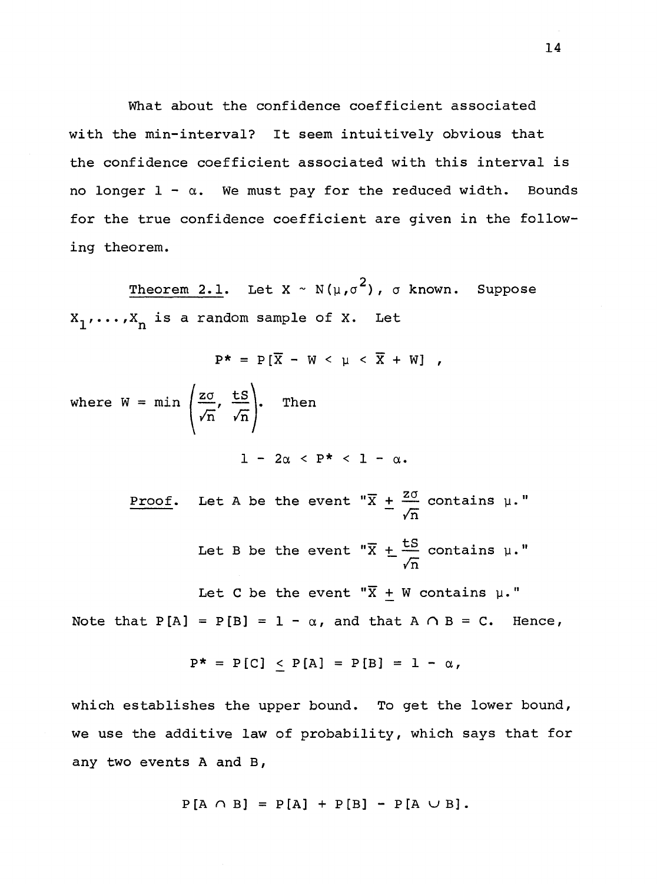What about the confidence coefficient associated with the min-interval? It seem intuitively obvious that the confidence coefficient associated with this interval is no longer $1 - \alpha$. We must pay for the reduced width. Bounds for the true confidence coefficient are given in the following theorem.

Theorem 2.1. Let $X \sim N(\mu, \sigma^2)$, $\sigma$ known. Suppose $X_1, \ldots, X_n$ is a random sample of X. Let

$$P^* = P[\overline{X} - W < \mu < \overline{X} + W] \;,$$

where $W = \min\left(\frac{z\sigma}{\sqrt{n}}, \frac{tS}{\sqrt{n}}\right)$. Then

$$1 - 2\alpha < P^* < 1 - \alpha.$$

Proof. Let A be the event "$\overline{X} \pm \frac{z\sigma}{\sqrt{n}}$ contains $\mu$."

Let B be the event "$\overline{X} \pm \frac{tS}{\sqrt{n}}$ contains $\mu$."

Let C be the event "$\overline{X} \pm W$ contains $\mu$."

Note that $P[A] = P[B] = 1 - \alpha$, and that $A \cap B = C$. Hence,

$$P^* = P[C] \leq P[A] = P[B] = 1 - \alpha,$$

which establishes the upper bound. To get the lower bound, we use the additive law of probability, which says that for any two events A and B,

$$P[A \cap B] = P[A] + P[B] - P[A \cup B].$$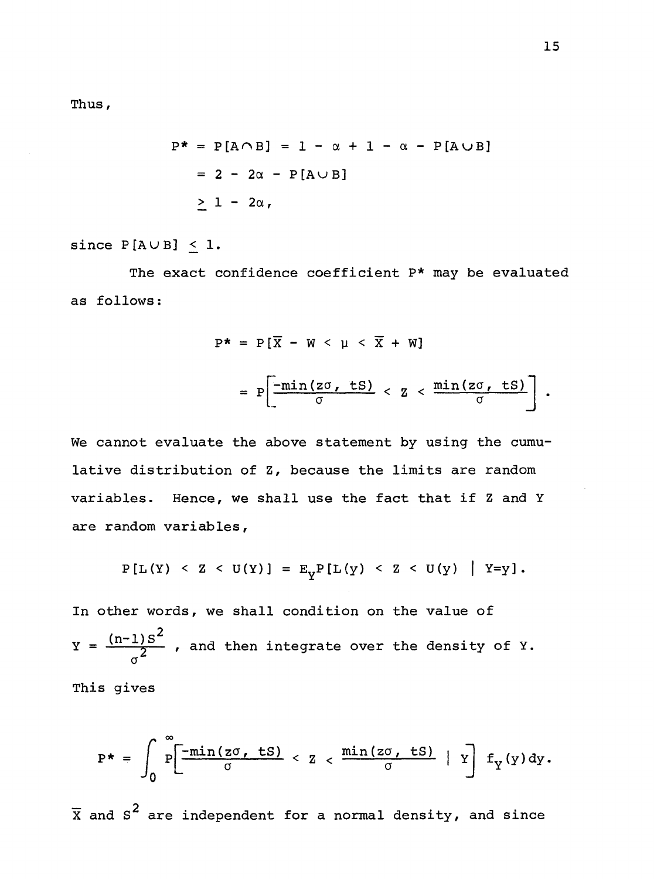Thus,

$$P^* = P[A \cap B] = 1 - \alpha + 1 - \alpha - P[A \cup B]$$

$$= 2 - 2\alpha - P[A \cup B]$$

$$\geq 1 - 2\alpha,$$

since $P[A \cup B] \leq 1$.

The exact confidence coefficient $P^*$ may be evaluated as follows:

$$P^* = P[\overline{X} - W < \mu < \overline{X} + W]$$

$$= P\left[\frac{-\min(z\sigma,\ tS)}{\sigma} < Z < \frac{\min(z\sigma,\ tS)}{\sigma}\right].$$

We cannot evaluate the above statement by using the cumulative distribution of Z, because the limits are random variables. Hence, we shall use the fact that if Z and Y are random variables,

$$P[L(Y) < Z < U(Y)] = E_Y P[L(y) < Z < U(y) \mid Y=y].$$

In other words, we shall condition on the value of $Y = \frac{(n-1)S^2}{\sigma^2}$, and then integrate over the density of Y. This gives

$$P^* = \int_0^\infty P\left[\frac{-\min(z\sigma,\ tS)}{\sigma} < Z < \frac{\min(z\sigma,\ tS)}{\sigma} \mid Y\right] f_Y(y)\,dy.$$

$\overline{X}$ and $S^2$ are independent for a normal density, and since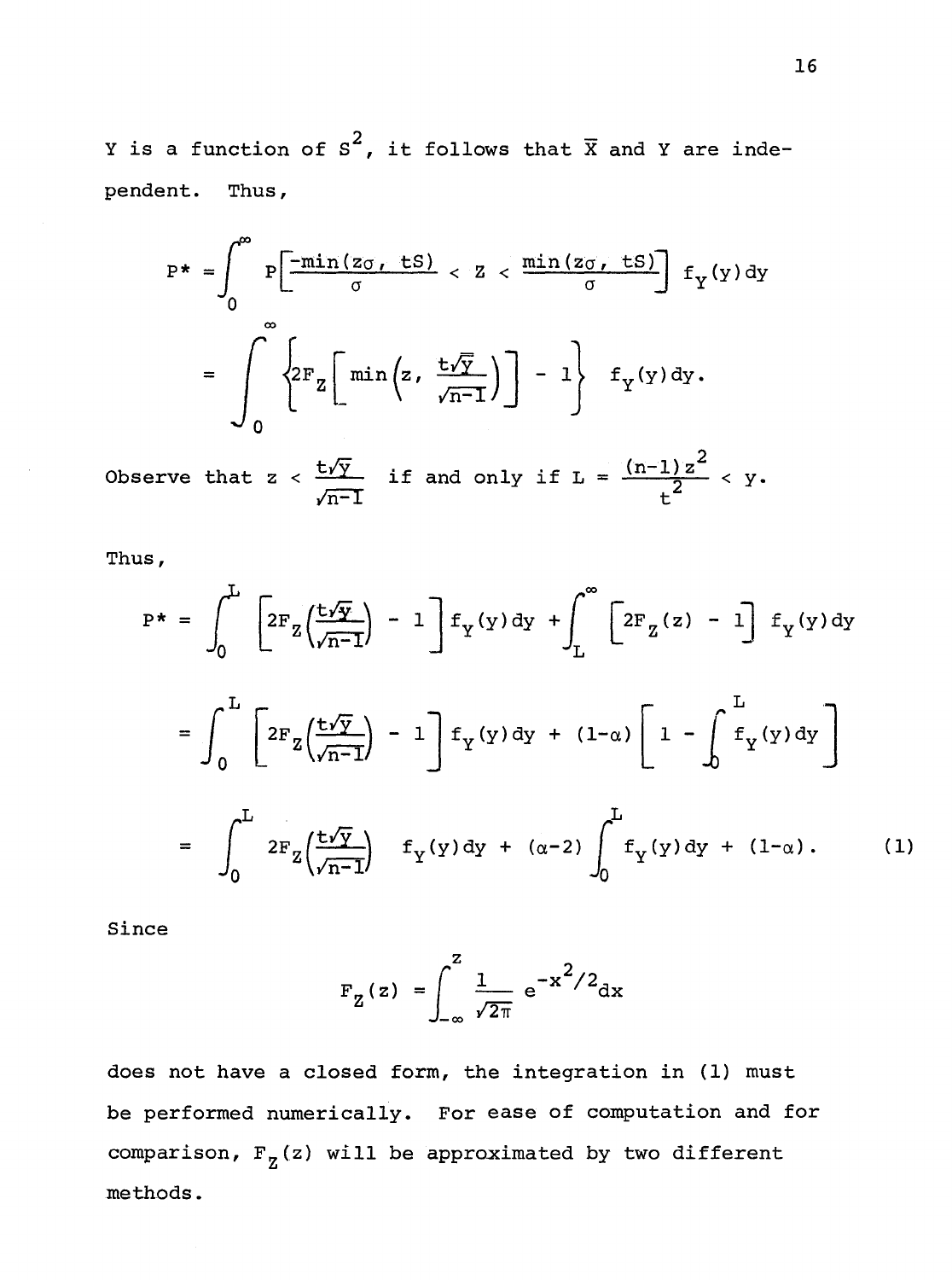Y is a function of $S^2$, it follows that $\overline{X}$ and Y are independent. Thus,

$$P^* = \int_0^\infty P\left[\frac{-\min(z\sigma,\ tS)}{\sigma} < Z < \frac{\min(z\sigma,\ tS)}{\sigma}\right] f_Y(y)\,dy$$

$$= \int_0^\infty \left\{2F_Z\left[\min\left(z,\ \frac{t\sqrt{y}}{\sqrt{n-1}}\right)\right] - 1\right\} f_Y(y)\,dy.$$

Observe that $z < \frac{t\sqrt{y}}{\sqrt{n-1}}$ if and only if $L = \frac{(n-1)z^2}{t^2} < y$.

Thus,

$$P^* = \int_0^L \left[2F_Z\left(\frac{t\sqrt{y}}{\sqrt{n-1}}\right) - 1\right] f_Y(y)\,dy + \int_L^\infty \left[2F_Z(z) - 1\right] f_Y(y)\,dy$$

$$= \int_0^L \left[2F_Z\left(\frac{t\sqrt{y}}{\sqrt{n-1}}\right) - 1\right] f_Y(y)\,dy + (1-\alpha)\left[1 - \int_0^L f_Y(y)\,dy\right]$$

$$= \int_0^L 2F_Z\left(\frac{t\sqrt{y}}{\sqrt{n-1}}\right) f_Y(y)\,dy + (\alpha-2)\int_0^L f_Y(y)\,dy + (1-\alpha). \tag{1}$$

Since

$$F_Z(z) = \int_{-\infty}^z \frac{1}{\sqrt{2\pi}}\, e^{-x^2/2}dx$$

does not have a closed form, the integration in (1) must be performed numerically. For ease of computation and for comparison, $F_Z(z)$ will be approximated by two different methods.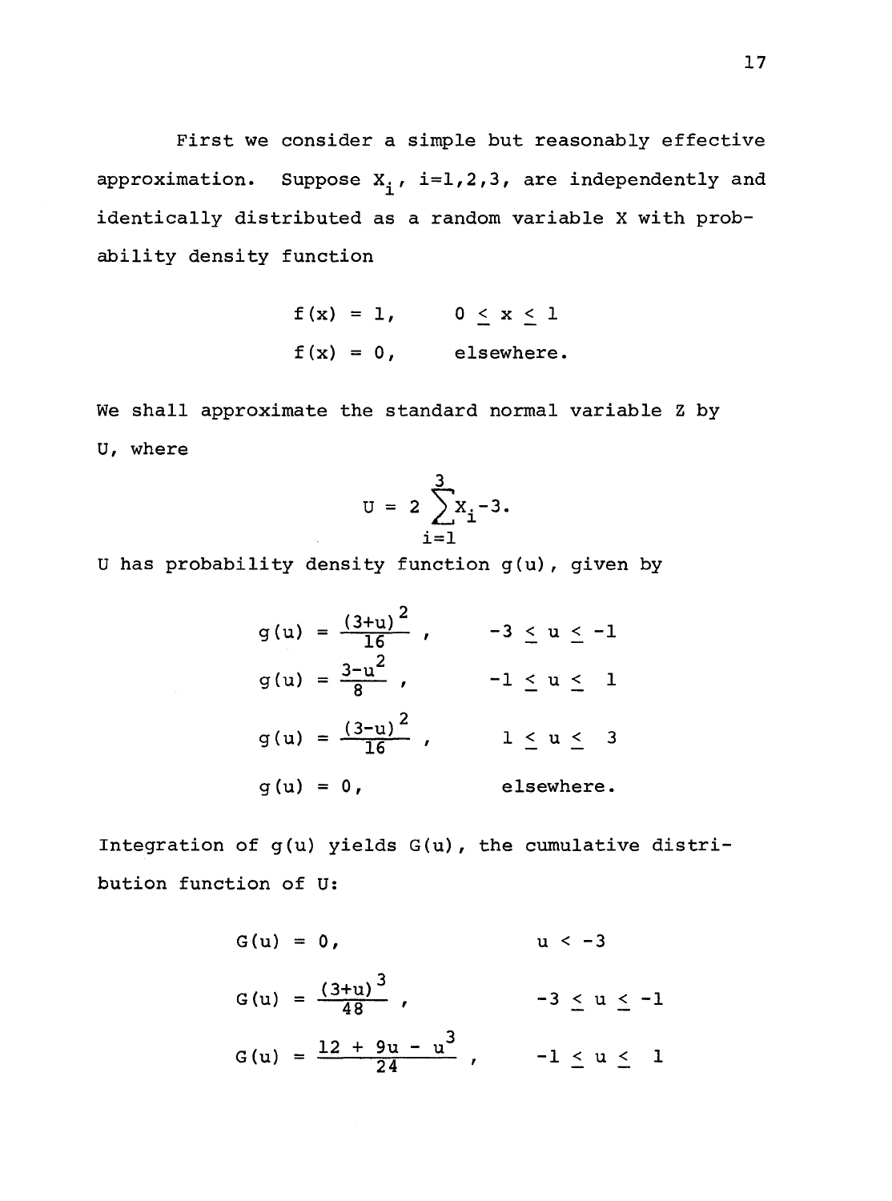First we consider a simple but reasonably effective approximation. Suppose $X_i$, $i=1,2,3$, are independently and identically distributed as a random variable X with probability density function

$$f(x) = 1, \qquad 0 \leq x \leq 1$$

$$f(x) = 0, \qquad \text{elsewhere.}$$

We shall approximate the standard normal variable Z by U, where

$$U = 2\sum_{i=1}^{3} X_i - 3.$$

U has probability density function $g(u)$, given by

$$g(u) = \frac{(3+u)^2}{16}, \qquad -3 \leq u \leq -1$$

$$g(u) = \frac{3-u^2}{8}, \qquad -1 \leq u \leq 1$$

$$g(u) = \frac{(3-u)^2}{16}, \qquad 1 \leq u \leq 3$$

$$g(u) = 0, \qquad \text{elsewhere.}$$

Integration of $g(u)$ yields $G(u)$, the cumulative distribution function of U:

$$G(u) = 0, \qquad u < -3$$

$$G(u) = \frac{(3+u)^3}{48}, \qquad -3 \leq u \leq -1$$

$$G(u) = \frac{12 + 9u - u^3}{24}, \qquad -1 \leq u \leq 1$$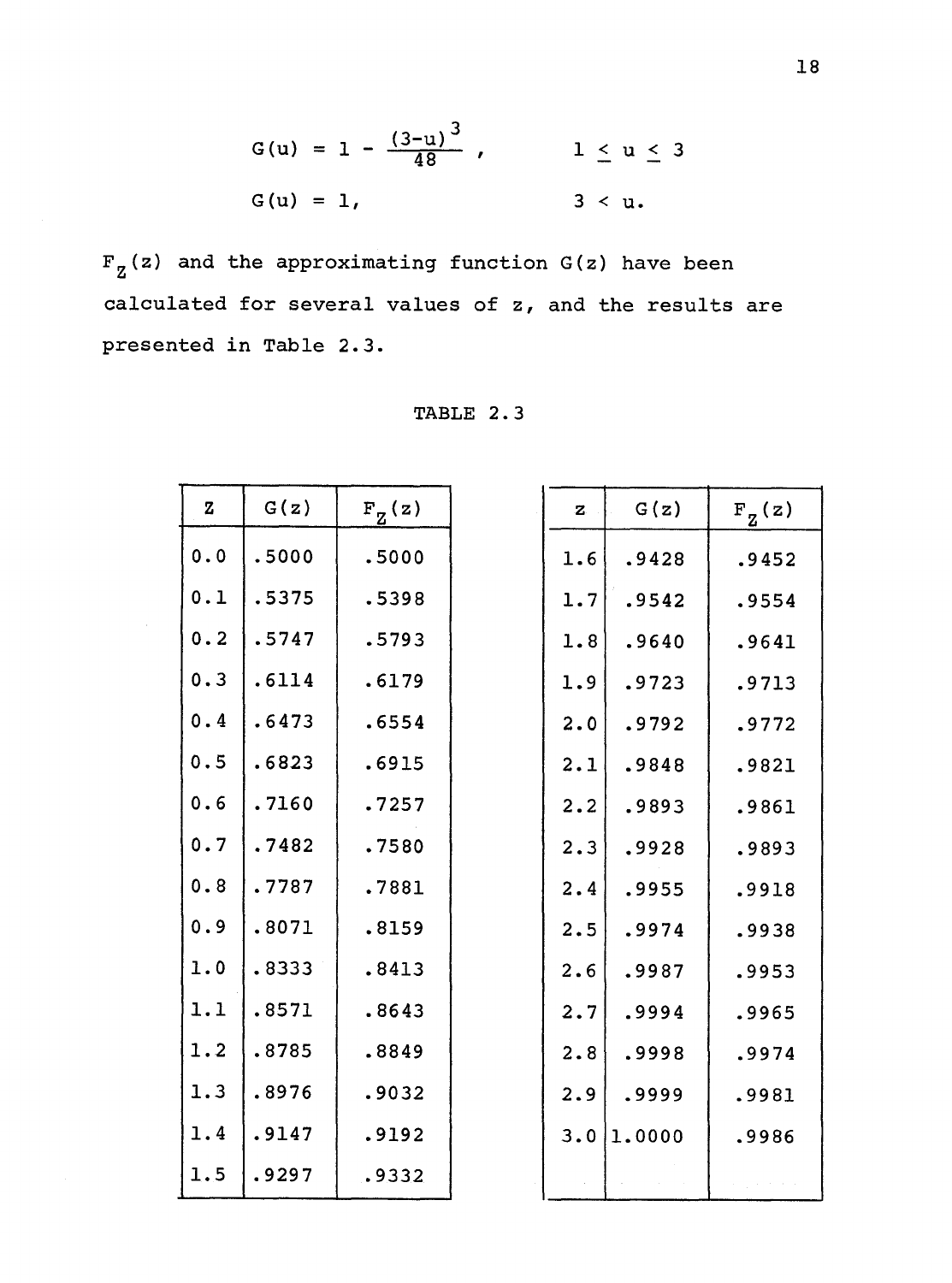$$G(u) = 1 - \frac{(3-u)^3}{48}, \qquad 1 \leq u \leq 3$$

$$G(u) = 1, \qquad 3 < u.$$

$F_Z(z)$ and the approximating function $G(z)$ have been calculated for several values of z, and the results are presented in Table 2.3.

TABLE 2.3

| z | G(z) | $F_Z(z)$ |
|---|---|---|
| 0.0 | .5000 | .5000 |
| 0.1 | .5375 | .5398 |
| 0.2 | .5747 | .5793 |
| 0.3 | .6114 | .6179 |
| 0.4 | .6473 | .6554 |
| 0.5 | .6823 | .6915 |
| 0.6 | .7160 | .7257 |
| 0.7 | .7482 | .7580 |
| 0.8 | .7787 | .7881 |
| 0.9 | .8071 | .8159 |
| 1.0 | .8333 | .8413 |
| 1.1 | .8571 | .8643 |
| 1.2 | .8785 | .8849 |
| 1.3 | .8976 | .9032 |
| 1.4 | .9147 | .9192 |
| 1.5 | .9297 | .9332 |

| z | G(z) | $F_Z(z)$ |
|---|---|---|
| 1.6 | .9428 | .9452 |
| 1.7 | .9542 | .9554 |
| 1.8 | .9640 | .9641 |
| 1.9 | .9723 | .9713 |
| 2.0 | .9792 | .9772 |
| 2.1 | .9848 | .9821 |
| 2.2 | .9893 | .9861 |
| 2.3 | .9928 | .9893 |
| 2.4 | .9955 | .9918 |
| 2.5 | .9974 | .9938 |
| 2.6 | .9987 | .9953 |
| 2.7 | .9994 | .9965 |
| 2.8 | .9998 | .9974 |
| 2.9 | .9999 | .9981 |
| 3.0 | 1.0000 | .9986 |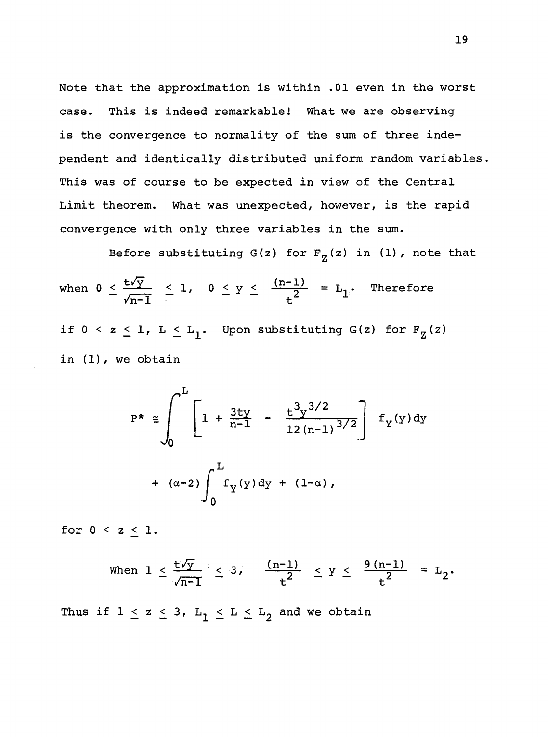Note that the approximation is within .01 even in the worst case. This is indeed remarkable! What we are observing is the convergence to normality of the sum of three independent and identically distributed uniform random variables. This was of course to be expected in view of the Central Limit theorem. What was unexpected, however, is the rapid convergence with only three variables in the sum.

Before substituting $G(z)$ for $F_Z(z)$ in (1), note that when $0 \le \frac{t\sqrt{y}}{\sqrt{n-1}} \le 1$, $0 \le y \le \frac{(n-1)}{t^2} = L_1$. Therefore if $0 < z \le 1$, $L \le L_1$. Upon substituting $G(z)$ for $F_Z(z)$ in (1), we obtain

$$P^* \cong \int_0^L \left[ 1 + \frac{3ty}{n-1} - \frac{t^3 y^{3/2}}{12(n-1)^{3/2}} \right] f_Y(y)\,dy$$

$$+ (\alpha-2) \int_0^L f_Y(y)\,dy + (1-\alpha),$$

for $0 < z \le 1$.

When $1 \le \frac{t\sqrt{y}}{\sqrt{n-1}} \le 3$, $\frac{(n-1)}{t^2} \le y \le \frac{9(n-1)}{t^2} = L_2$.

Thus if $1 \le z \le 3$, $L_1 \le L \le L_2$ and we obtain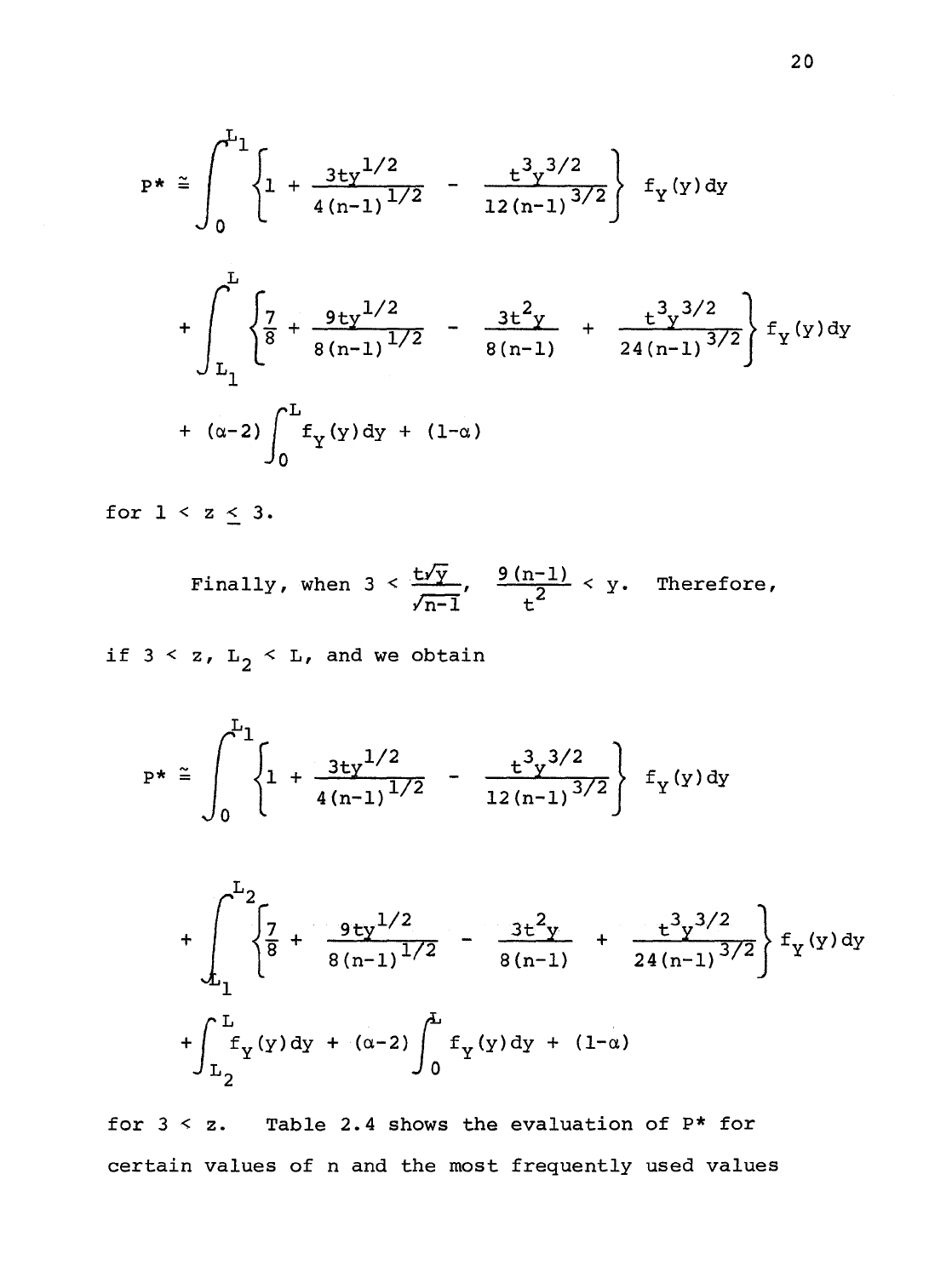$$P^* \cong \int_0^{L_1} \left\{ 1 + \frac{3ty^{1/2}}{4(n-1)^{1/2}} - \frac{t^3y^{3/2}}{12(n-1)^{3/2}} \right\} f_Y(y)dy$$

$$+ \int_{L_1}^{L} \left\{ \frac{7}{8} + \frac{9ty^{1/2}}{8(n-1)^{1/2}} - \frac{3t^2y}{8(n-1)} + \frac{t^3y^{3/2}}{24(n-1)^{3/2}} \right\} f_Y(y)dy$$

$$+ (\alpha-2)\int_0^L f_Y(y)dy + (1-\alpha)$$

for $1 < z \leq 3$.

Finally, when $3 < \frac{t\sqrt{y}}{\sqrt{n-1}}$, $\frac{9(n-1)}{t^2} < y$. Therefore, if $3 < z$, $L_2 < L$, and we obtain

$$P^* \cong \int_0^{L_1} \left\{ 1 + \frac{3ty^{1/2}}{4(n-1)^{1/2}} - \frac{t^3y^{3/2}}{12(n-1)^{3/2}} \right\} f_Y(y)dy$$

$$+ \int_{L_1}^{L_2} \left\{ \frac{7}{8} + \frac{9ty^{1/2}}{8(n-1)^{1/2}} - \frac{3t^2y}{8(n-1)} + \frac{t^3y^{3/2}}{24(n-1)^{3/2}} \right\} f_Y(y)dy$$

$$+ \int_{L_2}^{L} f_Y(y)dy + (\alpha-2)\int_0^L f_Y(y)dy + (1-\alpha)$$

for $3 < z$. Table 2.4 shows the evaluation of $P^*$ for certain values of n and the most frequently used values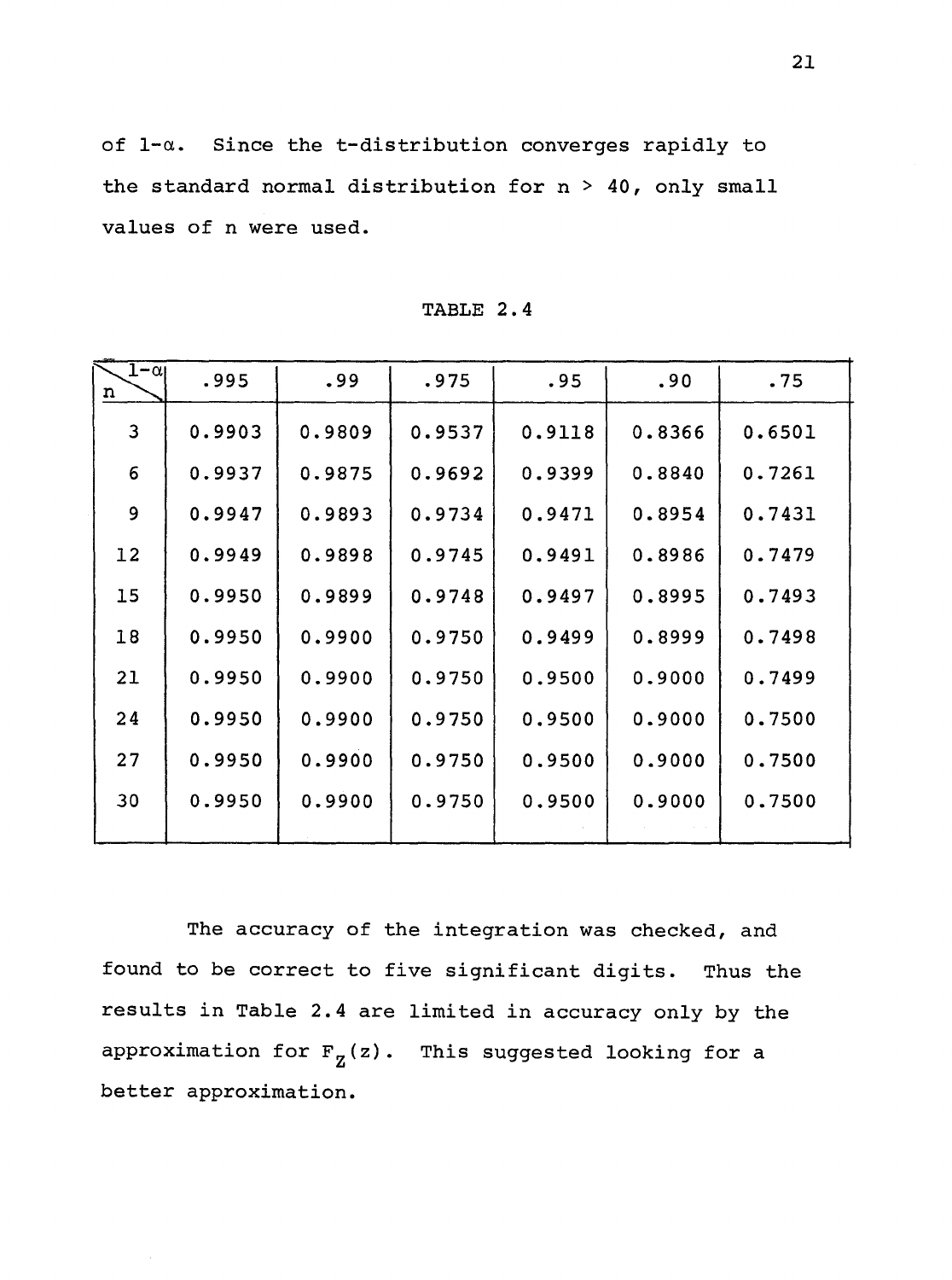of $1-\alpha$. Since the t-distribution converges rapidly to the standard normal distribution for $n > 40$, only small values of n were used.

TABLE 2.4

| $n$ \ $1-\alpha$ | .995 | .99 | .975 | .95 | .90 | .75 |
|---|---|---|---|---|---|---|
| 3 | 0.9903 | 0.9809 | 0.9537 | 0.9118 | 0.8366 | 0.6501 |
| 6 | 0.9937 | 0.9875 | 0.9692 | 0.9399 | 0.8840 | 0.7261 |
| 9 | 0.9947 | 0.9893 | 0.9734 | 0.9471 | 0.8954 | 0.7431 |
| 12 | 0.9949 | 0.9898 | 0.9745 | 0.9491 | 0.8986 | 0.7479 |
| 15 | 0.9950 | 0.9899 | 0.9748 | 0.9497 | 0.8995 | 0.7493 |
| 18 | 0.9950 | 0.9900 | 0.9750 | 0.9499 | 0.8999 | 0.7498 |
| 21 | 0.9950 | 0.9900 | 0.9750 | 0.9500 | 0.9000 | 0.7499 |
| 24 | 0.9950 | 0.9900 | 0.9750 | 0.9500 | 0.9000 | 0.7500 |
| 27 | 0.9950 | 0.9900 | 0.9750 | 0.9500 | 0.9000 | 0.7500 |
| 30 | 0.9950 | 0.9900 | 0.9750 | 0.9500 | 0.9000 | 0.7500 |

The accuracy of the integration was checked, and found to be correct to five significant digits. Thus the results in Table 2.4 are limited in accuracy only by the approximation for $F_Z(z)$. This suggested looking for a better approximation.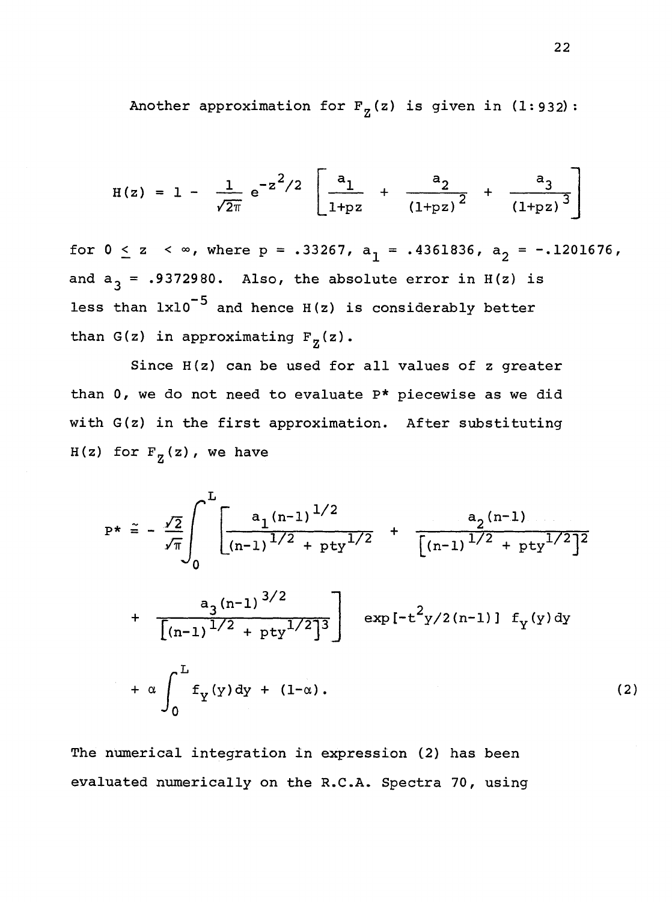Another approximation for $F_Z(z)$ is given in (1:932):

$$H(z) = 1 - \frac{1}{\sqrt{2\pi}} e^{-z^2/2} \left[ \frac{a_1}{1+pz} + \frac{a_2}{(1+pz)^2} + \frac{a_3}{(1+pz)^3} \right]$$

for $0 \leq z < \infty$, where $p = .33267$, $a_1 = .4361836$, $a_2 = -.1201676$, and $a_3 = .9372980$. Also, the absolute error in $H(z)$ is less than $1\times10^{-5}$ and hence $H(z)$ is considerably better than $G(z)$ in approximating $F_Z(z)$.

Since $H(z)$ can be used for all values of $z$ greater than 0, we do not need to evaluate $P^*$ piecewise as we did with $G(z)$ in the first approximation. After substituting $H(z)$ for $F_Z(z)$, we have

$$P^* \cong -\frac{\sqrt{2}}{\sqrt{\pi}} \int_0^L \left[ \frac{a_1(n-1)^{1/2}}{(n-1)^{1/2} + pty^{1/2}} + \frac{a_2(n-1)}{\left[(n-1)^{1/2} + pty^{1/2}\right]^2} + \frac{a_3(n-1)^{3/2}}{\left[(n-1)^{1/2} + pty^{1/2}\right]^3} \right] \exp[-t^2y/2(n-1)]\, f_Y(y)\,dy + \alpha \int_0^L f_Y(y)\,dy + (1-\alpha). \tag{2}$$

The numerical integration in expression (2) has been evaluated numerically on the R.C.A. Spectra 70, using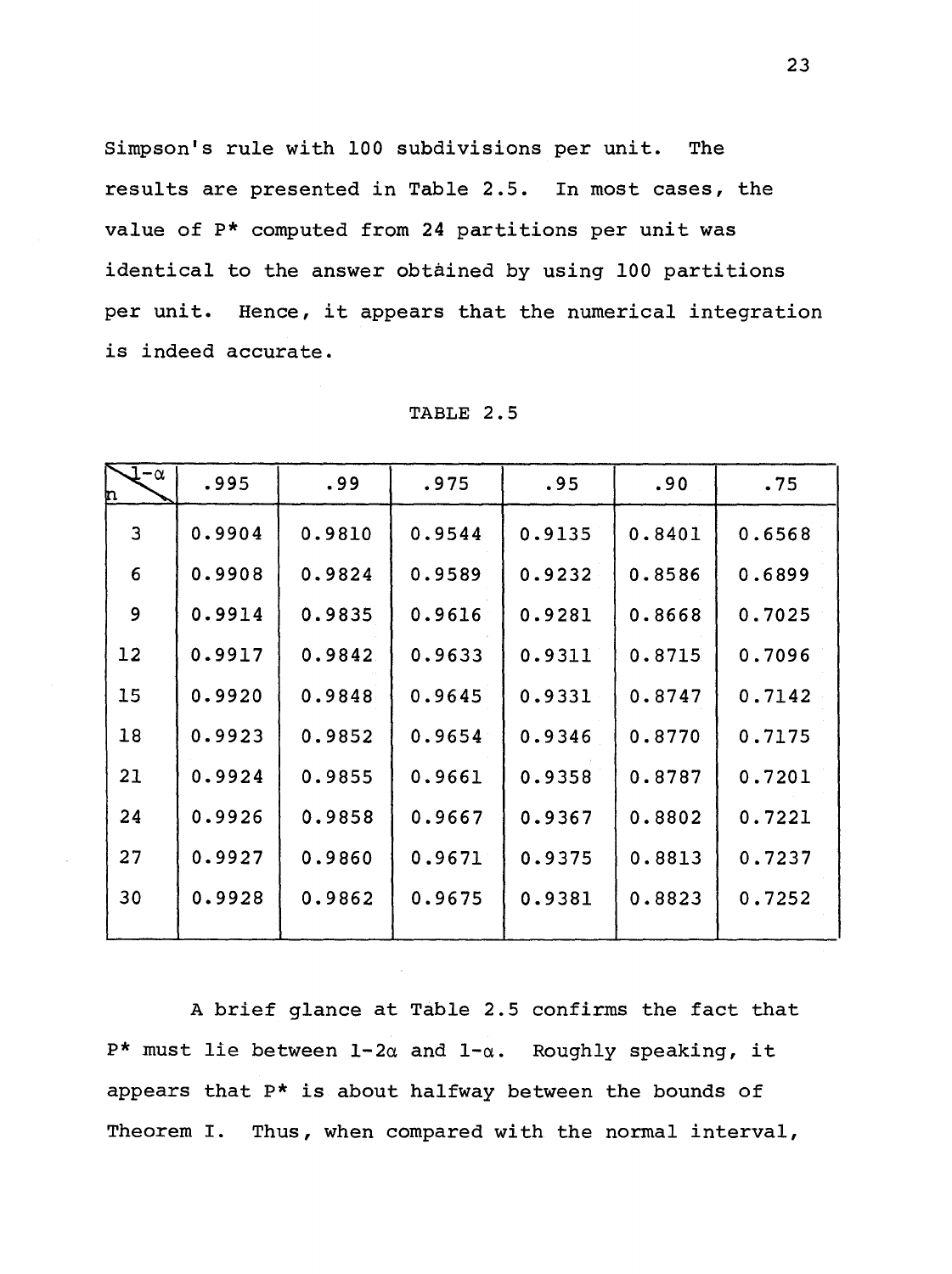Simpson's rule with 100 subdivisions per unit. The results are presented in Table 2.5. In most cases, the value of P* computed from 24 partitions per unit was identical to the answer obtained by using 100 partitions per unit. Hence, it appears that the numerical integration is indeed accurate.

TABLE 2.5

| $n$ \ $1-\alpha$ | .995 | .99 | .975 | .95 | .90 | .75 |
|---|---|---|---|---|---|---|
| 3 | 0.9904 | 0.9810 | 0.9544 | 0.9135 | 0.8401 | 0.6568 |
| 6 | 0.9908 | 0.9824 | 0.9589 | 0.9232 | 0.8586 | 0.6899 |
| 9 | 0.9914 | 0.9835 | 0.9616 | 0.9281 | 0.8668 | 0.7025 |
| 12 | 0.9917 | 0.9842 | 0.9633 | 0.9311 | 0.8715 | 0.7096 |
| 15 | 0.9920 | 0.9848 | 0.9645 | 0.9331 | 0.8747 | 0.7142 |
| 18 | 0.9923 | 0.9852 | 0.9654 | 0.9346 | 0.8770 | 0.7175 |
| 21 | 0.9924 | 0.9855 | 0.9661 | 0.9358 | 0.8787 | 0.7201 |
| 24 | 0.9926 | 0.9858 | 0.9667 | 0.9367 | 0.8802 | 0.7221 |
| 27 | 0.9927 | 0.9860 | 0.9671 | 0.9375 | 0.8813 | 0.7237 |
| 30 | 0.9928 | 0.9862 | 0.9675 | 0.9381 | 0.8823 | 0.7252 |

A brief glance at Table 2.5 confirms the fact that P* must lie between $1-2\alpha$ and $1-\alpha$. Roughly speaking, it appears that P* is about halfway between the bounds of Theorem I. Thus, when compared with the normal interval,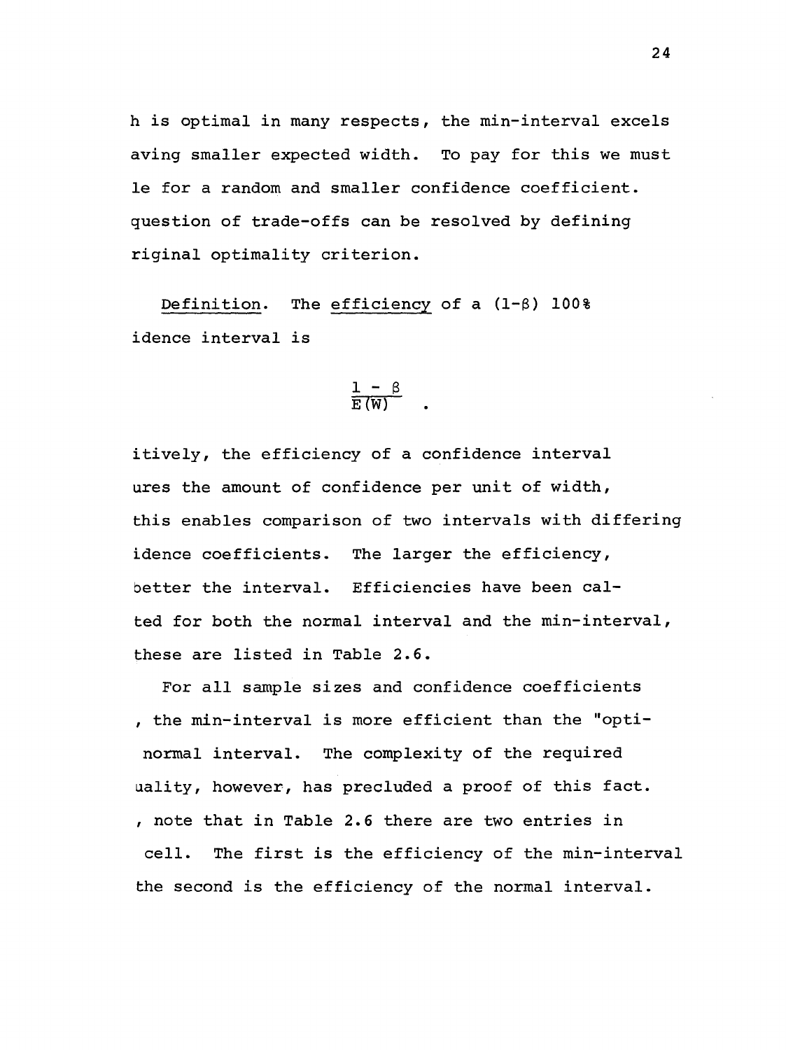h is optimal in many respects, the min-interval excels aving smaller expected width. To pay for this we must le for a random and smaller confidence coefficient. question of trade-offs can be resolved by defining riginal optimality criterion.

<u>Definition</u>. The <u>efficiency</u> of a $(1-\beta)$ 100% idence interval is

$$\frac{1 - \beta}{E(W)} \quad .$$

itively, the efficiency of a confidence interval ures the amount of confidence per unit of width, this enables comparison of two intervals with differing idence coefficients. The larger the efficiency, better the interval. Efficiencies have been calted for both the normal interval and the min-interval, these are listed in Table 2.6.

For all sample sizes and confidence coefficients , the min-interval is more efficient than the "opti- normal interval. The complexity of the required uality, however, has precluded a proof of this fact. , note that in Table 2.6 there are two entries in cell. The first is the efficiency of the min-interval the second is the efficiency of the normal interval.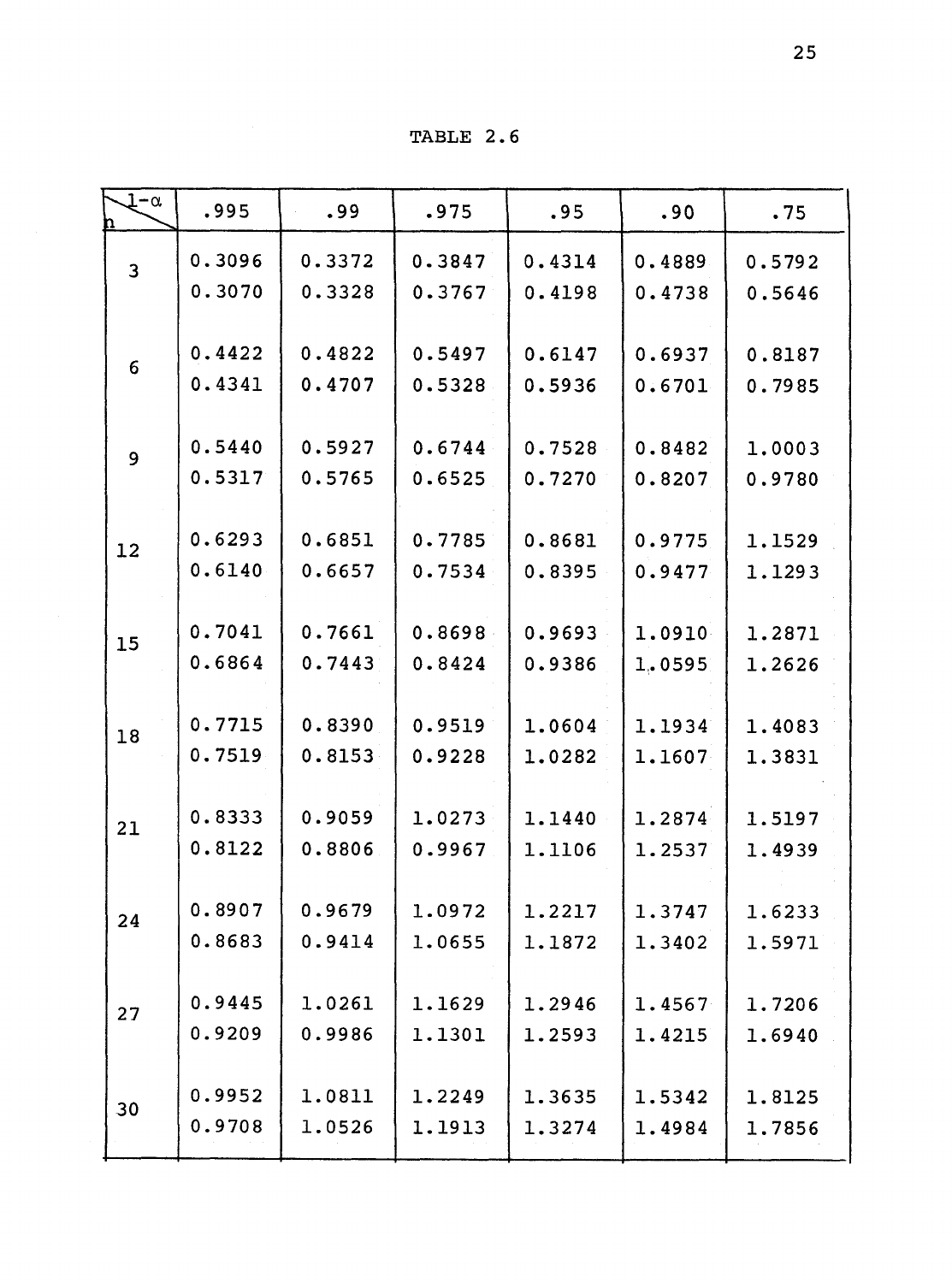TABLE 2.6

| $n$ \ $1-\alpha$ | .995 | .99 | .975 | .95 | .90 | .75 |
|---|---|---|---|---|---|---|
| 3 | 0.3096 | 0.3372 | 0.3847 | 0.4314 | 0.4889 | 0.5792 |
| | 0.3070 | 0.3328 | 0.3767 | 0.4198 | 0.4738 | 0.5646 |
| 6 | 0.4422 | 0.4822 | 0.5497 | 0.6147 | 0.6937 | 0.8187 |
| | 0.4341 | 0.4707 | 0.5328 | 0.5936 | 0.6701 | 0.7985 |
| 9 | 0.5440 | 0.5927 | 0.6744 | 0.7528 | 0.8482 | 1.0003 |
| | 0.5317 | 0.5765 | 0.6525 | 0.7270 | 0.8207 | 0.9780 |
| 12 | 0.6293 | 0.6851 | 0.7785 | 0.8681 | 0.9775 | 1.1529 |
| | 0.6140 | 0.6657 | 0.7534 | 0.8395 | 0.9477 | 1.1293 |
| 15 | 0.7041 | 0.7661 | 0.8698 | 0.9693 | 1.0910 | 1.2871 |
| | 0.6864 | 0.7443 | 0.8424 | 0.9386 | 1.0595 | 1.2626 |
| 18 | 0.7715 | 0.8390 | 0.9519 | 1.0604 | 1.1934 | 1.4083 |
| | 0.7519 | 0.8153 | 0.9228 | 1.0282 | 1.1607 | 1.3831 |
| 21 | 0.8333 | 0.9059 | 1.0273 | 1.1440 | 1.2874 | 1.5197 |
| | 0.8122 | 0.8806 | 0.9967 | 1.1106 | 1.2537 | 1.4939 |
| 24 | 0.8907 | 0.9679 | 1.0972 | 1.2217 | 1.3747 | 1.6233 |
| | 0.8683 | 0.9414 | 1.0655 | 1.1872 | 1.3402 | 1.5971 |
| 27 | 0.9445 | 1.0261 | 1.1629 | 1.2946 | 1.4567 | 1.7206 |
| | 0.9209 | 0.9986 | 1.1301 | 1.2593 | 1.4215 | 1.6940 |
| 30 | 0.9952 | 1.0811 | 1.2249 | 1.3635 | 1.5342 | 1.8125 |
| | 0.9708 | 1.0526 | 1.1913 | 1.3274 | 1.4984 | 1.7856 |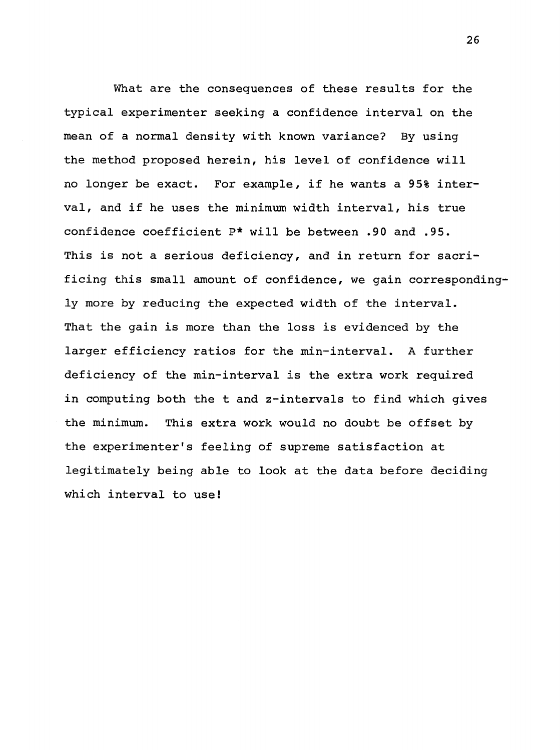What are the consequences of these results for the typical experimenter seeking a confidence interval on the mean of a normal density with known variance? By using the method proposed herein, his level of confidence will no longer be exact. For example, if he wants a 95% interval, and if he uses the minimum width interval, his true confidence coefficient $P^*$ will be between .90 and .95. This is not a serious deficiency, and in return for sacrificing this small amount of confidence, we gain correspondingly more by reducing the expected width of the interval. That the gain is more than the loss is evidenced by the larger efficiency ratios for the min-interval. A further deficiency of the min-interval is the extra work required in computing both the t and z-intervals to find which gives the minimum. This extra work would no doubt be offset by the experimenter's feeling of supreme satisfaction at legitimately being able to look at the data before deciding which interval to use!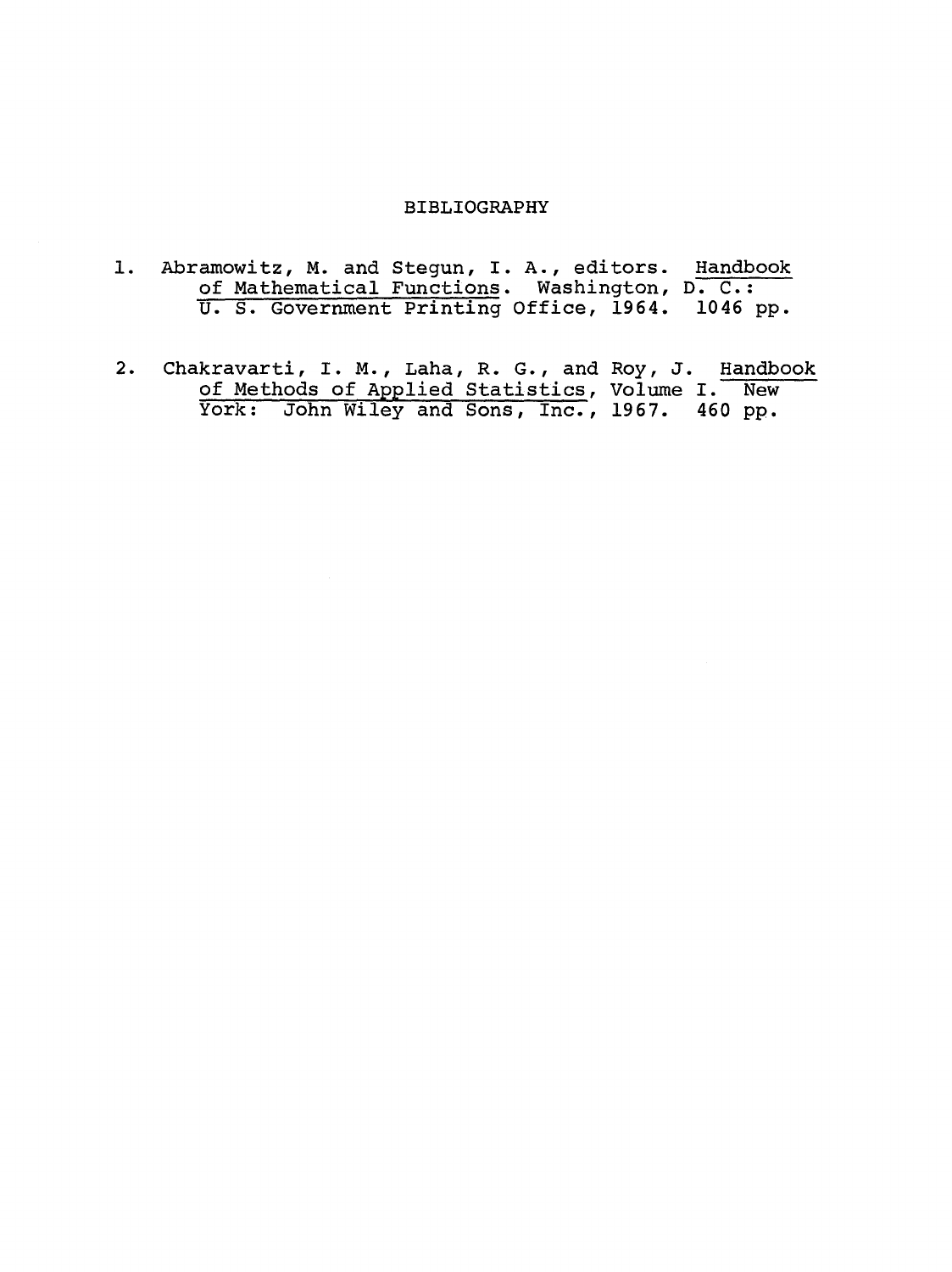# BIBLIOGRAPHY

1. Abramowitz, M. and Stegun, I. A., editors. *Handbook of Mathematical Functions*. Washington, D. C.: U. S. Government Printing Office, 1964. 1046 pp.

2. Chakravarti, I. M., Laha, R. G., and Roy, J. *Handbook of Methods of Applied Statistics*, Volume I. New York: John Wiley and Sons, Inc., 1967. 460 pp.